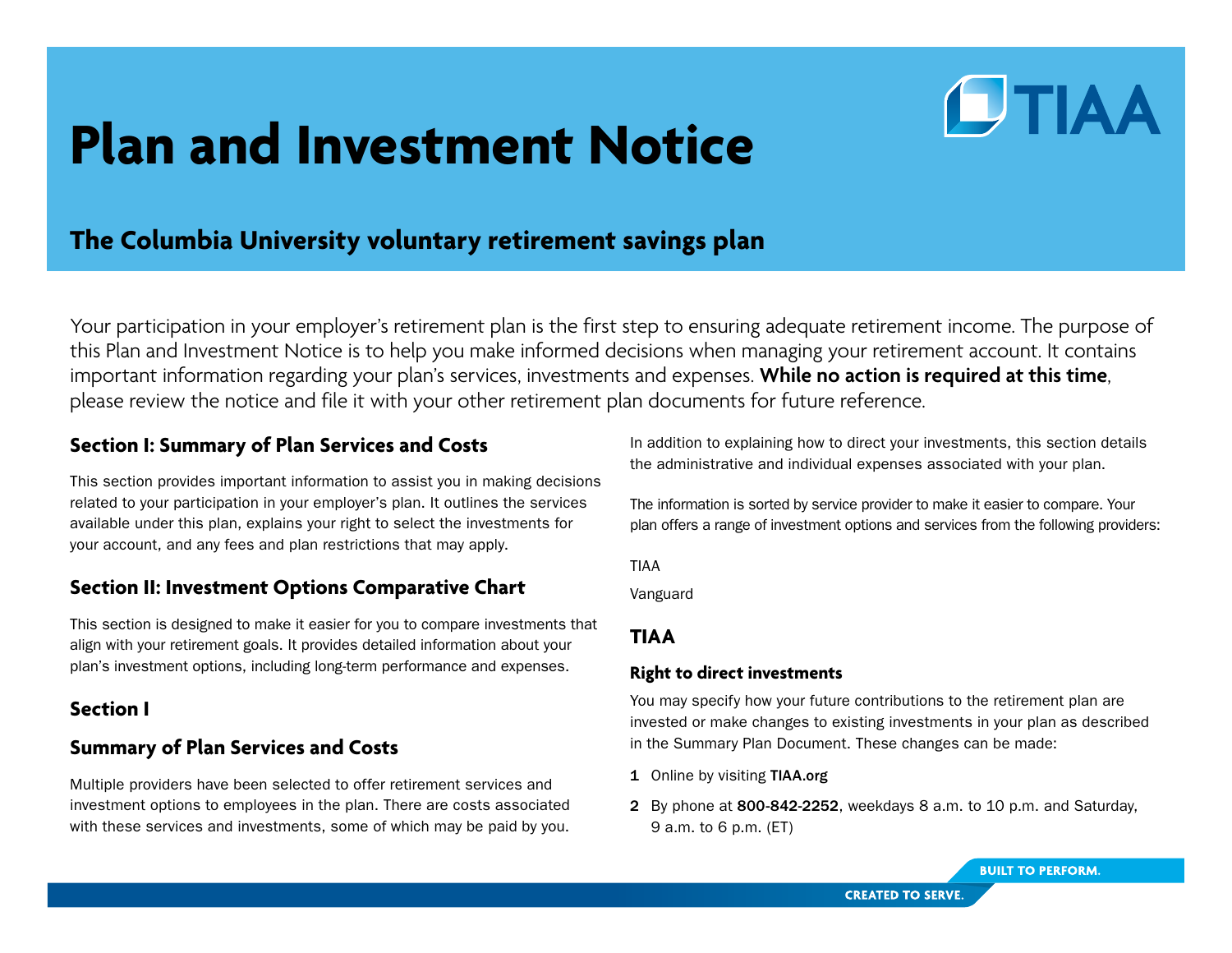# Plan and Investment Notice

## The Columbia University voluntary retirement savings plan

Your participation in your employer's retirement plan is the first step to ensuring adequate retirement income. The purpose of this Plan and Investment Notice is to help you make informed decisions when managing your retirement account. It contains important information regarding your plan's services, investments and expenses. **While no action is required at this time**, please review the notice and file it with your other retirement plan documents for future reference.

### Section I: Summary of Plan Services and Costs

This section provides important information to assist you in making decisions related to your participation in your employer's plan. It outlines the services available under this plan, explains your right to select the investments for your account, and any fees and plan restrictions that may apply.

### Section II: Investment Options Comparative Chart

This section is designed to make it easier for you to compare investments that align with your retirement goals. It provides detailed information about your plan's investment options, including long-term performance and expenses.

## Section I

### Summary of Plan Services and Costs

Multiple providers have been selected to offer retirement services and investment options to employees in the plan. There are costs associated with these services and investments, some of which may be paid by you. In addition to explaining how to direct your investments, this section details the administrative and individual expenses associated with your plan.

The information is sorted by service provider to make it easier to compare. Your plan offers a range of investment options and services from the following providers:

TIAA

Vanguard

### TIAA

#### Right to direct investments

You may specify how your future contributions to the retirement plan are invested or make changes to existing investments in your plan as described in the Summary Plan Document. These changes can be made:

1. Online by visiting **TIAA.org**
2. By phone at **800-842-2252**, weekdays 8 a.m. to 10 p.m. and Saturday, 9 a.m. to 6 p.m. (ET)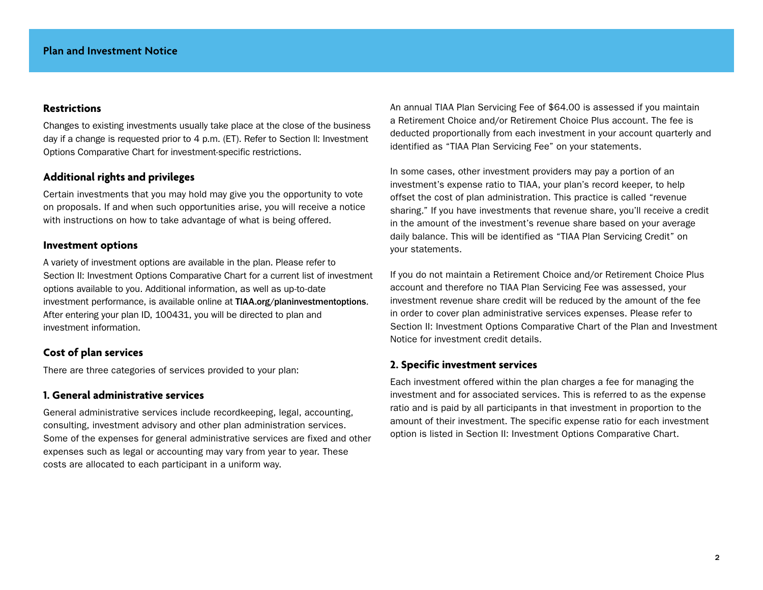## Restrictions

Changes to existing investments usually take place at the close of the business day if a change is requested prior to 4 p.m. (ET). Refer to Section II: Investment Options Comparative Chart for investment-specific restrictions.

## Additional rights and privileges

Certain investments that you may hold may give you the opportunity to vote on proposals. If and when such opportunities arise, you will receive a notice with instructions on how to take advantage of what is being offered.

## Investment options

A variety of investment options are available in the plan. Please refer to Section II: Investment Options Comparative Chart for a current list of investment options available to you. Additional information, as well as up-to-date investment performance, is available online at **TIAA.org/planinvestmentoptions**. After entering your plan ID, 100431, you will be directed to plan and investment information.

## Cost of plan services

There are three categories of services provided to your plan:

### 1. General administrative services

General administrative services include recordkeeping, legal, accounting, consulting, investment advisory and other plan administration services. Some of the expenses for general administrative services are fixed and other expenses such as legal or accounting may vary from year to year. These costs are allocated to each participant in a uniform way.

An annual TIAA Plan Servicing Fee of $64.00 is assessed if you maintain a Retirement Choice and/or Retirement Choice Plus account. The fee is deducted proportionally from each investment in your account quarterly and identified as "TIAA Plan Servicing Fee" on your statements.

In some cases, other investment providers may pay a portion of an investment's expense ratio to TIAA, your plan's record keeper, to help offset the cost of plan administration. This practice is called "revenue sharing." If you have investments that revenue share, you'll receive a credit in the amount of the investment's revenue share based on your average daily balance. This will be identified as "TIAA Plan Servicing Credit" on your statements.

If you do not maintain a Retirement Choice and/or Retirement Choice Plus account and therefore no TIAA Plan Servicing Fee was assessed, your investment revenue share credit will be reduced by the amount of the fee in order to cover plan administrative services expenses. Please refer to Section II: Investment Options Comparative Chart of the Plan and Investment Notice for investment credit details.

### 2. Specific investment services

Each investment offered within the plan charges a fee for managing the investment and for associated services. This is referred to as the expense ratio and is paid by all participants in that investment in proportion to the amount of their investment. The specific expense ratio for each investment option is listed in Section II: Investment Options Comparative Chart.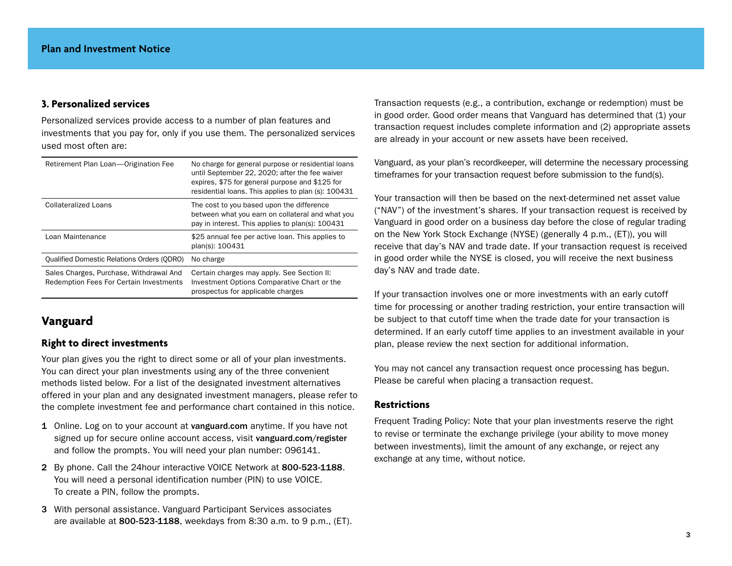### 3. Personalized services

Personalized services provide access to a number of plan features and investments that you pay for, only if you use them. The personalized services used most often are:

| | |
|---|---|
| Retirement Plan Loan—Origination Fee | No charge for general purpose or residential loans until September 22, 2020; after the fee waiver expires, $75 for general purpose and $125 for residential loans. This applies to plan (s): 100431 |
| Collateralized Loans | The cost to you based upon the difference between what you earn on collateral and what you pay in interest. This applies to plan(s): 100431 |
| Loan Maintenance | $25 annual fee per active loan. This applies to plan(s): 100431 |
| Qualified Domestic Relations Orders (QDRO) | No charge |
| Sales Charges, Purchase, Withdrawal And Redemption Fees For Certain Investments | Certain charges may apply. See Section II: Investment Options Comparative Chart or the prospectus for applicable charges |

## Vanguard

### Right to direct investments

Your plan gives you the right to direct some or all of your plan investments. You can direct your plan investments using any of the three convenient methods listed below. For a list of the designated investment alternatives offered in your plan and any designated investment managers, please refer to the complete investment fee and performance chart contained in this notice.

1. Online. Log on to your account at **vanguard.com** anytime. If you have not signed up for secure online account access, visit **vanguard.com/register** and follow the prompts. You will need your plan number: 096141.
2. By phone. Call the 24hour interactive VOICE Network at **800-523-1188**. You will need a personal identification number (PIN) to use VOICE. To create a PIN, follow the prompts.
3. With personal assistance. Vanguard Participant Services associates are available at **800-523-1188**, weekdays from 8:30 a.m. to 9 p.m., (ET).

Transaction requests (e.g., a contribution, exchange or redemption) must be in good order. Good order means that Vanguard has determined that (1) your transaction request includes complete information and (2) appropriate assets are already in your account or new assets have been received.

Vanguard, as your plan's recordkeeper, will determine the necessary processing timeframes for your transaction request before submission to the fund(s).

Your transaction will then be based on the next-determined net asset value ("NAV") of the investment's shares. If your transaction request is received by Vanguard in good order on a business day before the close of regular trading on the New York Stock Exchange (NYSE) (generally 4 p.m., (ET)), you will receive that day's NAV and trade date. If your transaction request is received in good order while the NYSE is closed, you will receive the next business day's NAV and trade date.

If your transaction involves one or more investments with an early cutoff time for processing or another trading restriction, your entire transaction will be subject to that cutoff time when the trade date for your transaction is determined. If an early cutoff time applies to an investment available in your plan, please review the next section for additional information.

You may not cancel any transaction request once processing has begun. Please be careful when placing a transaction request.

### Restrictions

Frequent Trading Policy: Note that your plan investments reserve the right to revise or terminate the exchange privilege (your ability to move money between investments), limit the amount of any exchange, or reject any exchange at any time, without notice.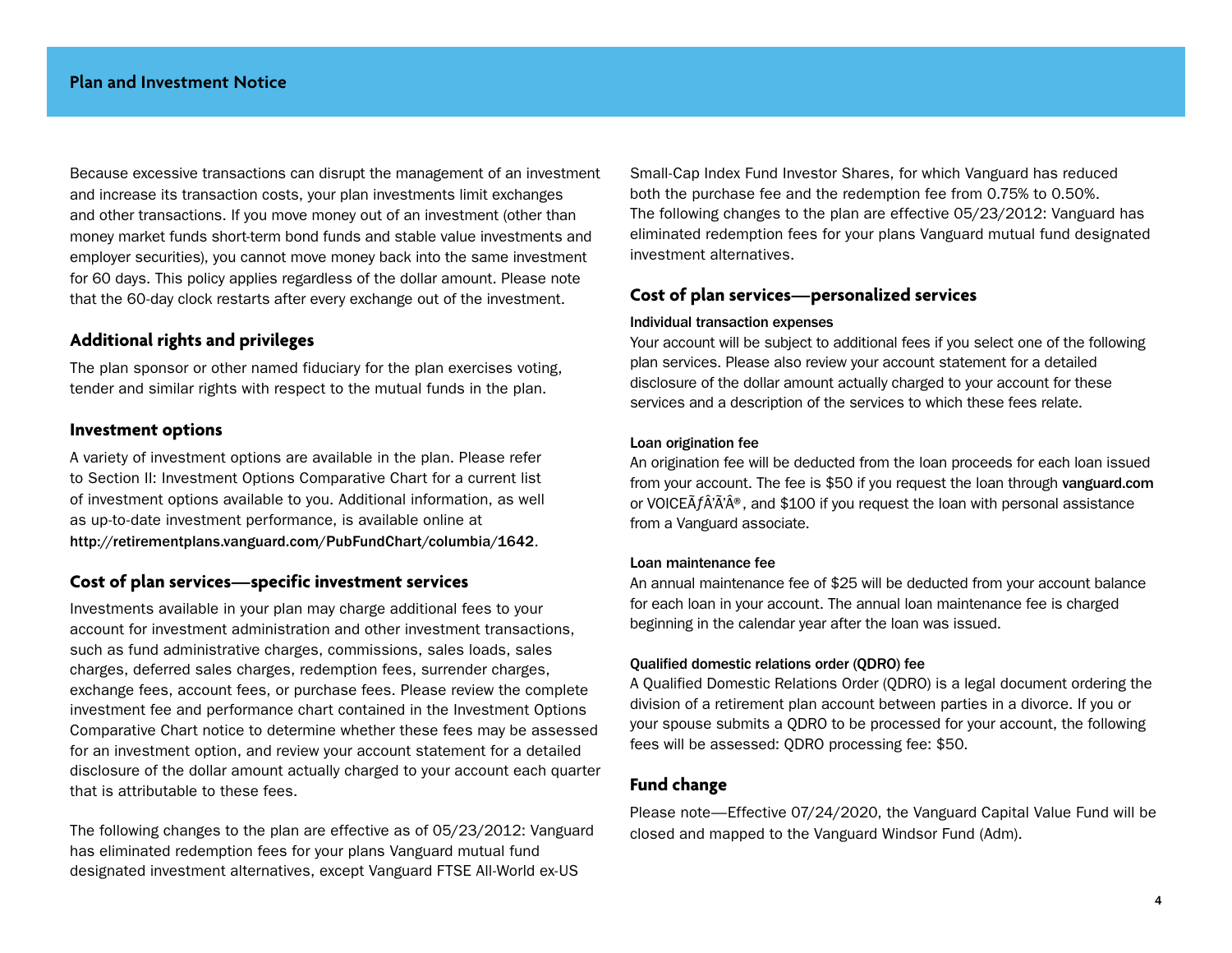Because excessive transactions can disrupt the management of an investment and increase its transaction costs, your plan investments limit exchanges and other transactions. If you move money out of an investment (other than money market funds short-term bond funds and stable value investments and employer securities), you cannot move money back into the same investment for 60 days. This policy applies regardless of the dollar amount. Please note that the 60-day clock restarts after every exchange out of the investment.

## Additional rights and privileges

The plan sponsor or other named fiduciary for the plan exercises voting, tender and similar rights with respect to the mutual funds in the plan.

## Investment options

A variety of investment options are available in the plan. Please refer to Section II: Investment Options Comparative Chart for a current list of investment options available to you. Additional information, as well as up-to-date investment performance, is available online at **http://retirementplans.vanguard.com/PubFundChart/columbia/1642**.

## Cost of plan services—specific investment services

Investments available in your plan may charge additional fees to your account for investment administration and other investment transactions, such as fund administrative charges, commissions, sales loads, sales charges, deferred sales charges, redemption fees, surrender charges, exchange fees, account fees, or purchase fees. Please review the complete investment fee and performance chart contained in the Investment Options Comparative Chart notice to determine whether these fees may be assessed for an investment option, and review your account statement for a detailed disclosure of the dollar amount actually charged to your account each quarter that is attributable to these fees.

The following changes to the plan are effective as of 05/23/2012: Vanguard has eliminated redemption fees for your plans Vanguard mutual fund designated investment alternatives, except Vanguard FTSE All-World ex-US Small-Cap Index Fund Investor Shares, for which Vanguard has reduced both the purchase fee and the redemption fee from 0.75% to 0.50%. The following changes to the plan are effective 05/23/2012: Vanguard has eliminated redemption fees for your plans Vanguard mutual fund designated investment alternatives.

## Cost of plan services—personalized services

**Individual transaction expenses**

Your account will be subject to additional fees if you select one of the following plan services. Please also review your account statement for a detailed disclosure of the dollar amount actually charged to your account for these services and a description of the services to which these fees relate.

**Loan origination fee**

An origination fee will be deducted from the loan proceeds for each loan issued from your account. The fee is $50 if you request the loan through **vanguard.com** or VOICEÃƒÂ'Ã'Â®, and $100 if you request the loan with personal assistance from a Vanguard associate.

**Loan maintenance fee**

An annual maintenance fee of $25 will be deducted from your account balance for each loan in your account. The annual loan maintenance fee is charged beginning in the calendar year after the loan was issued.

**Qualified domestic relations order (QDRO) fee**

A Qualified Domestic Relations Order (QDRO) is a legal document ordering the division of a retirement plan account between parties in a divorce. If you or your spouse submits a QDRO to be processed for your account, the following fees will be assessed: QDRO processing fee: $50.

## Fund change

Please note—Effective 07/24/2020, the Vanguard Capital Value Fund will be closed and mapped to the Vanguard Windsor Fund (Adm).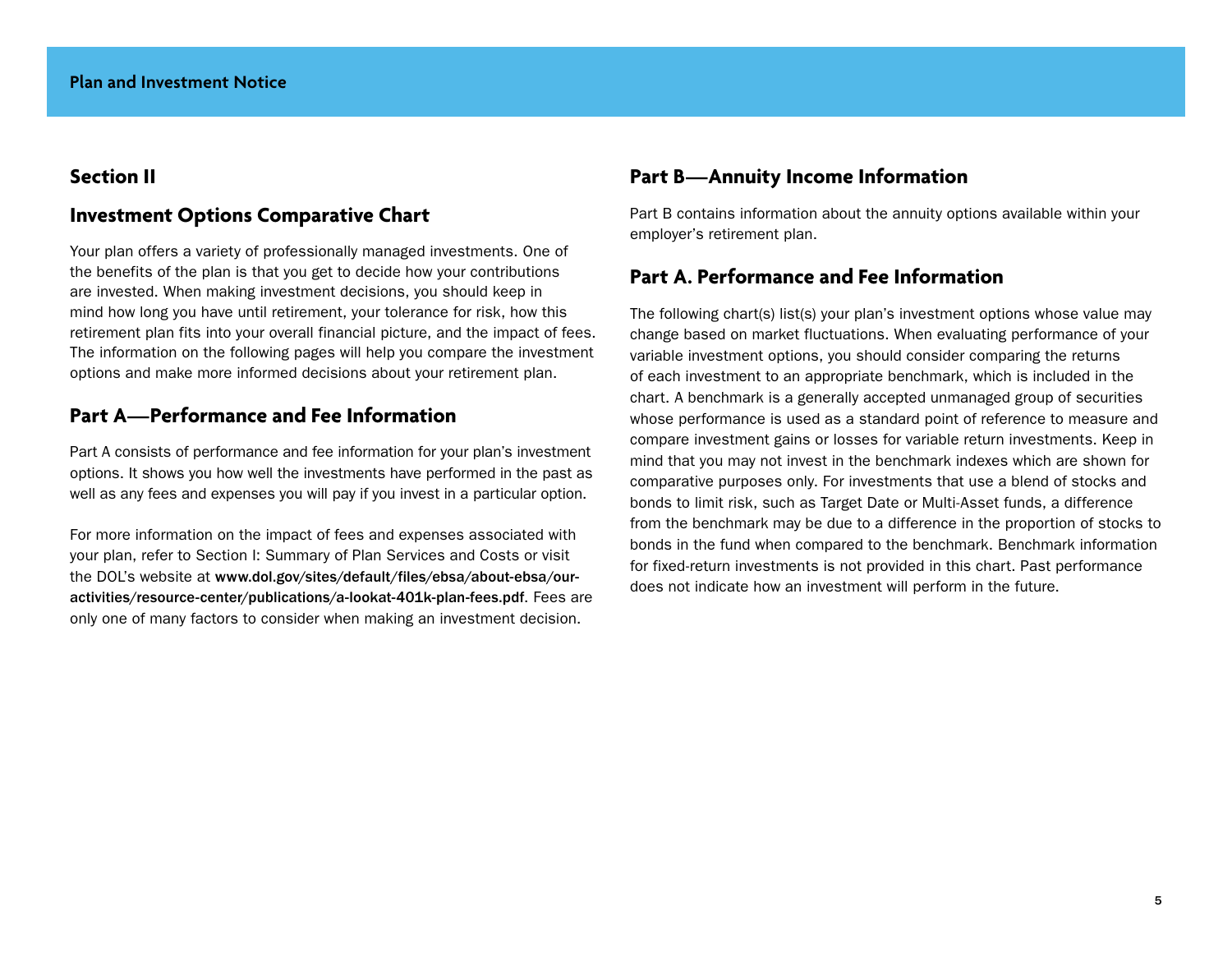## Section II

### Investment Options Comparative Chart

Your plan offers a variety of professionally managed investments. One of the benefits of the plan is that you get to decide how your contributions are invested. When making investment decisions, you should keep in mind how long you have until retirement, your tolerance for risk, how this retirement plan fits into your overall financial picture, and the impact of fees. The information on the following pages will help you compare the investment options and make more informed decisions about your retirement plan.

### Part A—Performance and Fee Information

Part A consists of performance and fee information for your plan's investment options. It shows you how well the investments have performed in the past as well as any fees and expenses you will pay if you invest in a particular option.

For more information on the impact of fees and expenses associated with your plan, refer to Section I: Summary of Plan Services and Costs or visit the DOL's website at **www.dol.gov/sites/default/files/ebsa/about-ebsa/our-activities/resource-center/publications/a-lookat-401k-plan-fees.pdf**. Fees are only one of many factors to consider when making an investment decision.

### Part B—Annuity Income Information

Part B contains information about the annuity options available within your employer's retirement plan.

### Part A. Performance and Fee Information

The following chart(s) list(s) your plan's investment options whose value may change based on market fluctuations. When evaluating performance of your variable investment options, you should consider comparing the returns of each investment to an appropriate benchmark, which is included in the chart. A benchmark is a generally accepted unmanaged group of securities whose performance is used as a standard point of reference to measure and compare investment gains or losses for variable return investments. Keep in mind that you may not invest in the benchmark indexes which are shown for comparative purposes only. For investments that use a blend of stocks and bonds to limit risk, such as Target Date or Multi-Asset funds, a difference from the benchmark may be due to a difference in the proportion of stocks to bonds in the fund when compared to the benchmark. Benchmark information for fixed-return investments is not provided in this chart. Past performance does not indicate how an investment will perform in the future.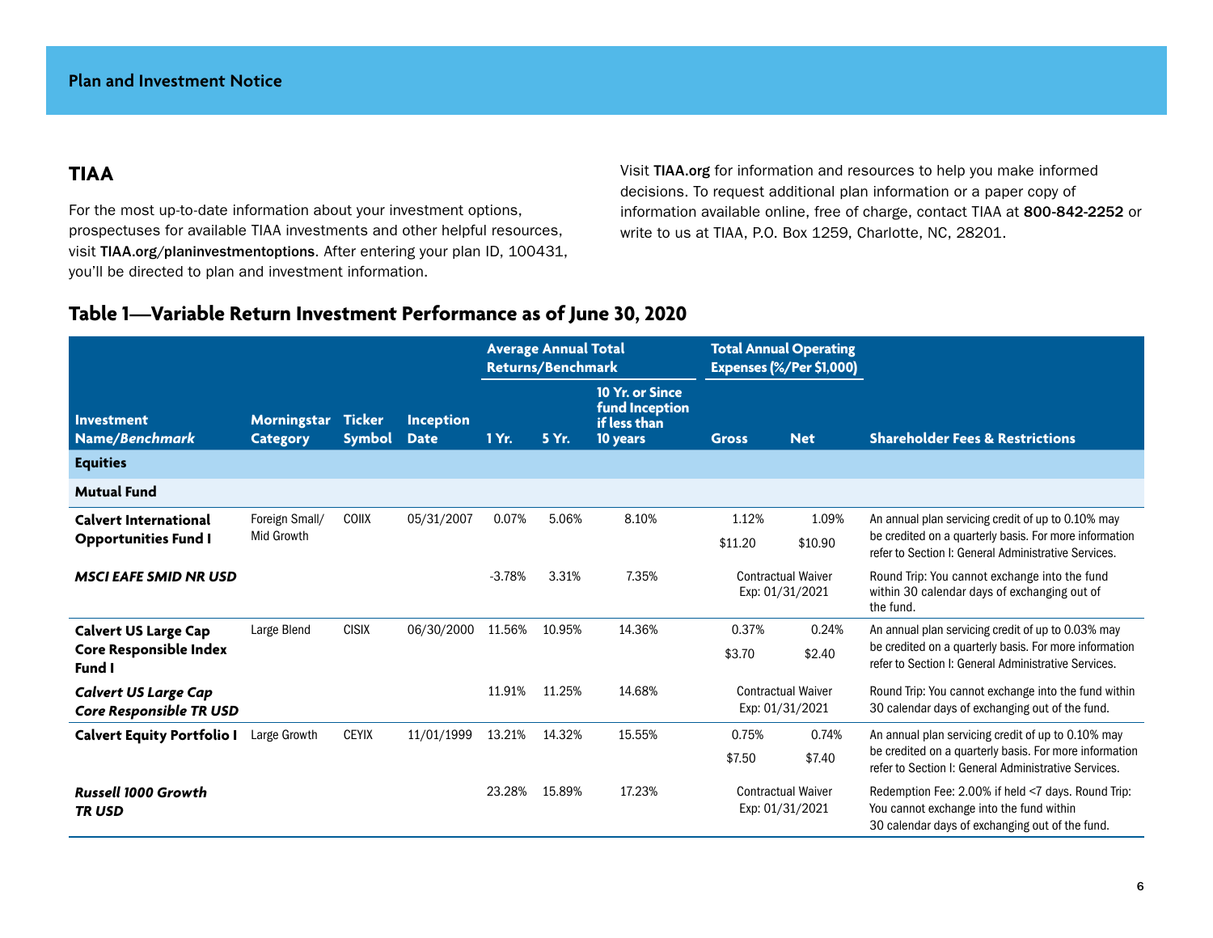## Plan and Investment Notice

## TIAA

For the most up-to-date information about your investment options, prospectuses for available TIAA investments and other helpful resources, visit **TIAA.org/planinvestmentoptions**. After entering your plan ID, 100431, you'll be directed to plan and investment information.

Visit **TIAA.org** for information and resources to help you make informed decisions. To request additional plan information or a paper copy of information available online, free of charge, contact TIAA at **800-842-2252** or write to us at TIAA, P.O. Box 1259, Charlotte, NC, 28201.

## Table 1—Variable Return Investment Performance as of June 30, 2020

| Investment Name/*Benchmark* | Morningstar Category | Ticker Symbol | Inception Date | Average Annual Total Returns/Benchmark 1 Yr. | 5 Yr. | 10 Yr. or Since fund Inception if less than 10 years | Total Annual Operating Expenses (%/Per $1,000) Gross | Net | Shareholder Fees & Restrictions |
|---|---|---|---|---|---|---|---|---|---|
| **Equities** | | | | | | | | | |
| **Mutual Fund** | | | | | | | | | |
| **Calvert International Opportunities Fund I** | Foreign Small/ Mid Growth | COIIX | 05/31/2007 | 0.07% | 5.06% | 8.10% | 1.12% $11.20 | 1.09% $10.90 | An annual plan servicing credit of up to 0.10% may be credited on a quarterly basis. For more information refer to Section I: General Administrative Services. |
| ***MSCI EAFE SMID NR USD*** | | | | -3.78% | 3.31% | 7.35% | Contractual Waiver Exp: 01/31/2021 | | Round Trip: You cannot exchange into the fund within 30 calendar days of exchanging out of the fund. |
| **Calvert US Large Cap Core Responsible Index Fund I** | Large Blend | CISIX | 06/30/2000 | 11.56% | 10.95% | 14.36% | 0.37% $3.70 | 0.24% $2.40 | An annual plan servicing credit of up to 0.03% may be credited on a quarterly basis. For more information refer to Section I: General Administrative Services. |
| ***Calvert US Large Cap Core Responsible TR USD*** | | | | 11.91% | 11.25% | 14.68% | Contractual Waiver Exp: 01/31/2021 | | Round Trip: You cannot exchange into the fund within 30 calendar days of exchanging out of the fund. |
| **Calvert Equity Portfolio I** | Large Growth | CEYIX | 11/01/1999 | 13.21% | 14.32% | 15.55% | 0.75% $7.50 | 0.74% $7.40 | An annual plan servicing credit of up to 0.10% may be credited on a quarterly basis. For more information refer to Section I: General Administrative Services. |
| ***Russell 1000 Growth TR USD*** | | | | 23.28% | 15.89% | 17.23% | Contractual Waiver Exp: 01/31/2021 | | Redemption Fee: 2.00% if held <7 days. Round Trip: You cannot exchange into the fund within 30 calendar days of exchanging out of the fund. |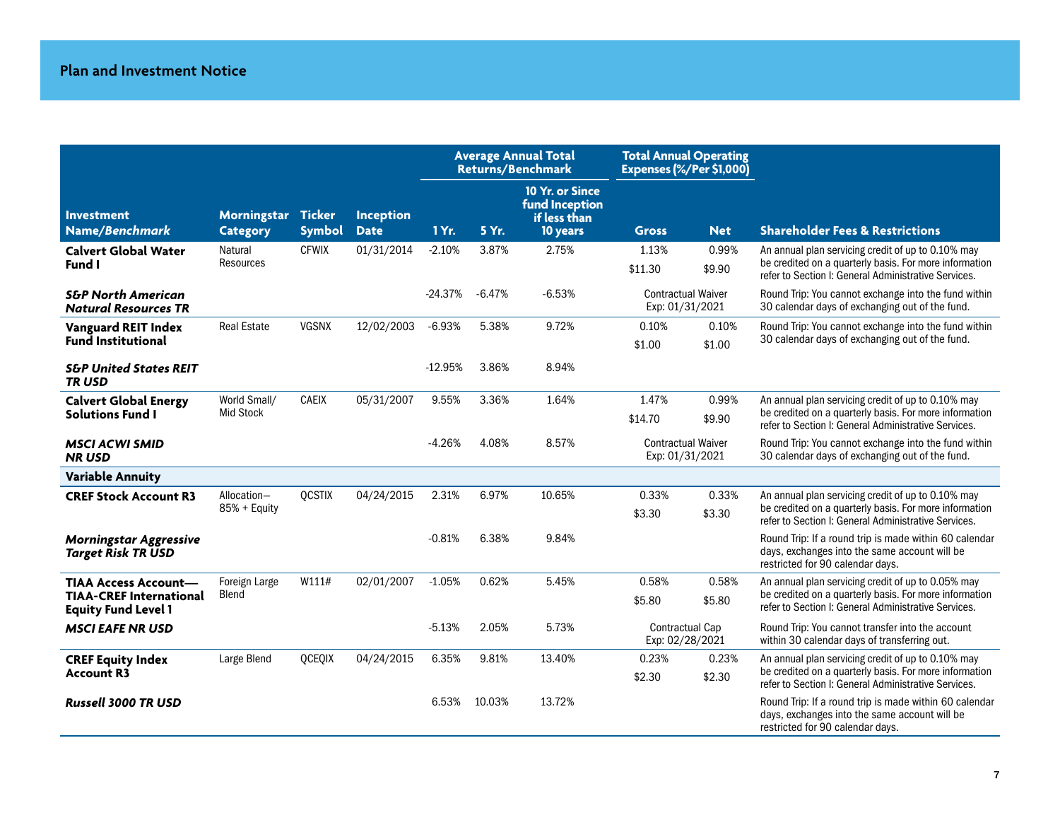## Plan and Investment Notice

| Investment Name/*Benchmark* | Morningstar Category | Ticker Symbol | Inception Date | Average Annual Total Returns/Benchmark | | | Total Annual Operating Expenses (%/Per $1,000) | | Shareholder Fees & Restrictions |
|---|---|---|---|---|---|---|---|---|---|
| | | | | 1 Yr. | 5 Yr. | 10 Yr. or Since fund Inception if less than 10 years | Gross | Net | |
| **Calvert Global Water Fund I** | Natural Resources | CFWIX | 01/31/2014 | -2.10% | 3.87% | 2.75% | 1.13% $11.30 | 0.99% $9.90 | An annual plan servicing credit of up to 0.10% may be credited on a quarterly basis. For more information refer to Section I: General Administrative Services. |
| ***S&P North American Natural Resources TR*** | | | | -24.37% | -6.47% | -6.53% | Contractual Waiver Exp: 01/31/2021 | | Round Trip: You cannot exchange into the fund within 30 calendar days of exchanging out of the fund. |
| **Vanguard REIT Index Fund Institutional** | Real Estate | VGSNX | 12/02/2003 | -6.93% | 5.38% | 9.72% | 0.10% $1.00 | 0.10% $1.00 | Round Trip: You cannot exchange into the fund within 30 calendar days of exchanging out of the fund. |
| ***S&P United States REIT TR USD*** | | | | -12.95% | 3.86% | 8.94% | | | |
| **Calvert Global Energy Solutions Fund I** | World Small/ Mid Stock | CAEIX | 05/31/2007 | 9.55% | 3.36% | 1.64% | 1.47% $14.70 | 0.99% $9.90 | An annual plan servicing credit of up to 0.10% may be credited on a quarterly basis. For more information refer to Section I: General Administrative Services. |
| ***MSCI ACWI SMID NR USD*** | | | | -4.26% | 4.08% | 8.57% | Contractual Waiver Exp: 01/31/2021 | | Round Trip: You cannot exchange into the fund within 30 calendar days of exchanging out of the fund. |
| **Variable Annuity** | | | | | | | | | |
| **CREF Stock Account R3** | Allocation— 85% + Equity | QCSTIX | 04/24/2015 | 2.31% | 6.97% | 10.65% | 0.33% $3.30 | 0.33% $3.30 | An annual plan servicing credit of up to 0.10% may be credited on a quarterly basis. For more information refer to Section I: General Administrative Services. |
| ***Morningstar Aggressive Target Risk TR USD*** | | | | -0.81% | 6.38% | 9.84% | | | Round Trip: If a round trip is made within 60 calendar days, exchanges into the same account will be restricted for 90 calendar days. |
| **TIAA Access Account—TIAA-CREF International Equity Fund Level 1** | Foreign Large Blend | W111# | 02/01/2007 | -1.05% | 0.62% | 5.45% | 0.58% $5.80 | 0.58% $5.80 | An annual plan servicing credit of up to 0.05% may be credited on a quarterly basis. For more information refer to Section I: General Administrative Services. |
| ***MSCI EAFE NR USD*** | | | | -5.13% | 2.05% | 5.73% | Contractual Cap Exp: 02/28/2021 | | Round Trip: You cannot transfer into the account within 30 calendar days of transferring out. |
| **CREF Equity Index Account R3** | Large Blend | QCEQIX | 04/24/2015 | 6.35% | 9.81% | 13.40% | 0.23% $2.30 | 0.23% $2.30 | An annual plan servicing credit of up to 0.10% may be credited on a quarterly basis. For more information refer to Section I: General Administrative Services. |
| ***Russell 3000 TR USD*** | | | | 6.53% | 10.03% | 13.72% | | | Round Trip: If a round trip is made within 60 calendar days, exchanges into the same account will be restricted for 90 calendar days. |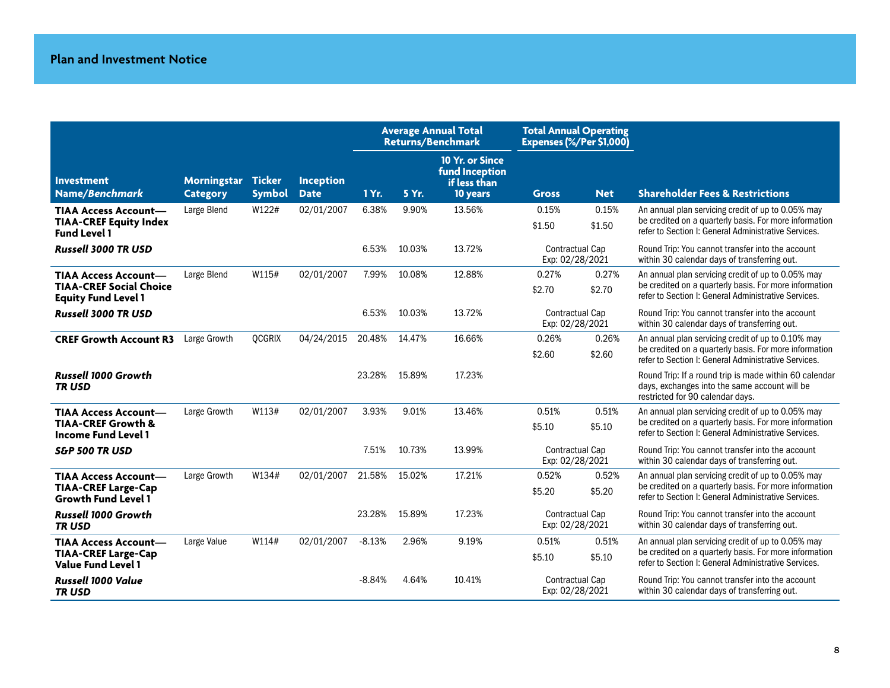## Plan and Investment Notice

| Investment Name/*Benchmark* | Morningstar Category | Ticker Symbol | Inception Date | Average Annual Total Returns/Benchmark | | | Total Annual Operating Expenses (%/Per $1,000) | | Shareholder Fees & Restrictions |
|---|---|---|---|---|---|---|---|---|---|
| | | | | 1 Yr. | 5 Yr. | 10 Yr. or Since fund Inception if less than 10 years | Gross | Net | |
| **TIAA Access Account— TIAA-CREF Equity Index Fund Level 1** | Large Blend | W122# | 02/01/2007 | 6.38% | 9.90% | 13.56% | 0.15% $1.50 | 0.15% $1.50 | An annual plan servicing credit of up to 0.05% may be credited on a quarterly basis. For more information refer to Section I: General Administrative Services. |
| ***Russell 3000 TR USD*** | | | | 6.53% | 10.03% | 13.72% | Contractual Cap Exp: 02/28/2021 | | Round Trip: You cannot transfer into the account within 30 calendar days of transferring out. |
| **TIAA Access Account— TIAA-CREF Social Choice Equity Fund Level 1** | Large Blend | W115# | 02/01/2007 | 7.99% | 10.08% | 12.88% | 0.27% $2.70 | 0.27% $2.70 | An annual plan servicing credit of up to 0.05% may be credited on a quarterly basis. For more information refer to Section I: General Administrative Services. |
| ***Russell 3000 TR USD*** | | | | 6.53% | 10.03% | 13.72% | Contractual Cap Exp: 02/28/2021 | | Round Trip: You cannot transfer into the account within 30 calendar days of transferring out. |
| **CREF Growth Account R3** | Large Growth | QCGRIX | 04/24/2015 | 20.48% | 14.47% | 16.66% | 0.26% $2.60 | 0.26% $2.60 | An annual plan servicing credit of up to 0.10% may be credited on a quarterly basis. For more information refer to Section I: General Administrative Services. |
| ***Russell 1000 Growth TR USD*** | | | | 23.28% | 15.89% | 17.23% | | | Round Trip: If a round trip is made within 60 calendar days, exchanges into the same account will be restricted for 90 calendar days. |
| **TIAA Access Account— TIAA-CREF Growth & Income Fund Level 1** | Large Growth | W113# | 02/01/2007 | 3.93% | 9.01% | 13.46% | 0.51% $5.10 | 0.51% $5.10 | An annual plan servicing credit of up to 0.05% may be credited on a quarterly basis. For more information refer to Section I: General Administrative Services. |
| ***S&P 500 TR USD*** | | | | 7.51% | 10.73% | 13.99% | Contractual Cap Exp: 02/28/2021 | | Round Trip: You cannot transfer into the account within 30 calendar days of transferring out. |
| **TIAA Access Account— TIAA-CREF Large-Cap Growth Fund Level 1** | Large Growth | W134# | 02/01/2007 | 21.58% | 15.02% | 17.21% | 0.52% $5.20 | 0.52% $5.20 | An annual plan servicing credit of up to 0.05% may be credited on a quarterly basis. For more information refer to Section I: General Administrative Services. |
| ***Russell 1000 Growth TR USD*** | | | | 23.28% | 15.89% | 17.23% | Contractual Cap Exp: 02/28/2021 | | Round Trip: You cannot transfer into the account within 30 calendar days of transferring out. |
| **TIAA Access Account— TIAA-CREF Large-Cap Value Fund Level 1** | Large Value | W114# | 02/01/2007 | -8.13% | 2.96% | 9.19% | 0.51% $5.10 | 0.51% $5.10 | An annual plan servicing credit of up to 0.05% may be credited on a quarterly basis. For more information refer to Section I: General Administrative Services. |
| ***Russell 1000 Value TR USD*** | | | | -8.84% | 4.64% | 10.41% | Contractual Cap Exp: 02/28/2021 | | Round Trip: You cannot transfer into the account within 30 calendar days of transferring out. |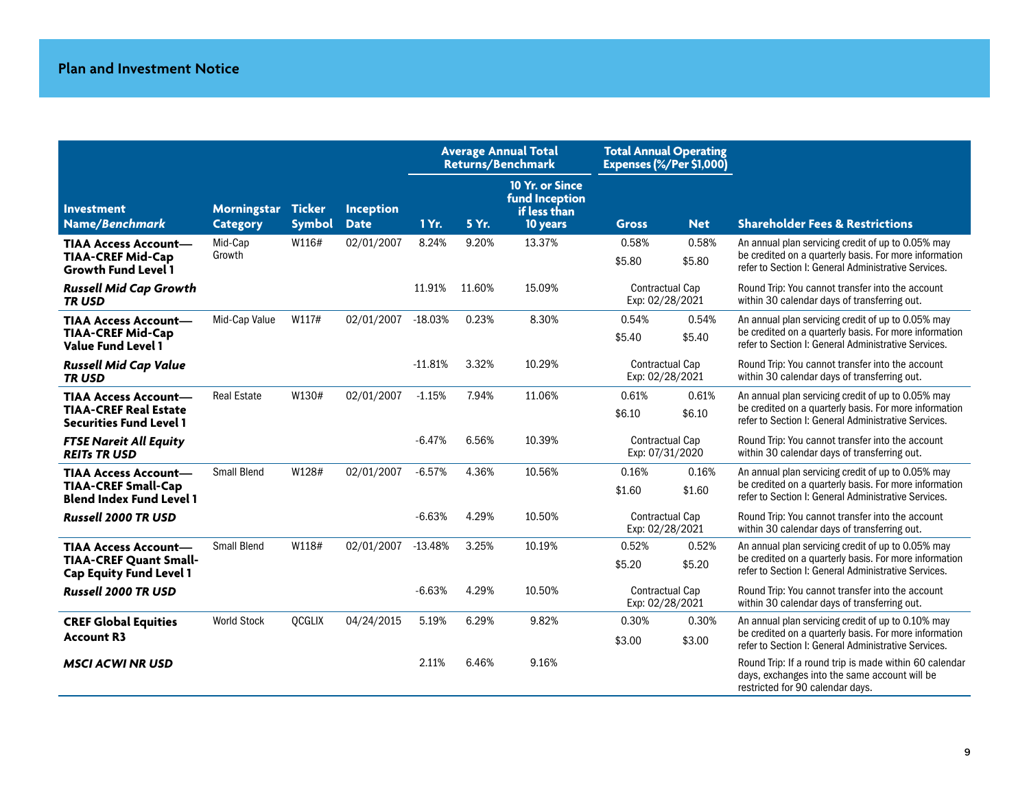## Plan and Investment Notice

| Investment Name/*Benchmark* | Morningstar Category | Ticker Symbol | Inception Date | Average Annual Total Returns/Benchmark | | | Total Annual Operating Expenses (%/Per $1,000) | | Shareholder Fees & Restrictions |
|---|---|---|---|---|---|---|---|---|---|
| | | | | 1 Yr. | 5 Yr. | 10 Yr. or Since fund Inception if less than 10 years | Gross | Net | |
| **TIAA Access Account—TIAA-CREF Mid-Cap Growth Fund Level 1** | Mid-Cap Growth | W116# | 02/01/2007 | 8.24% | 9.20% | 13.37% | 0.58% $5.80 | 0.58% $5.80 | An annual plan servicing credit of up to 0.05% may be credited on a quarterly basis. For more information refer to Section I: General Administrative Services. |
| ***Russell Mid Cap Growth TR USD*** | | | | 11.91% | 11.60% | 15.09% | Contractual Cap Exp: 02/28/2021 | | Round Trip: You cannot transfer into the account within 30 calendar days of transferring out. |
| **TIAA Access Account—TIAA-CREF Mid-Cap Value Fund Level 1** | Mid-Cap Value | W117# | 02/01/2007 | -18.03% | 0.23% | 8.30% | 0.54% $5.40 | 0.54% $5.40 | An annual plan servicing credit of up to 0.05% may be credited on a quarterly basis. For more information refer to Section I: General Administrative Services. |
| ***Russell Mid Cap Value TR USD*** | | | | -11.81% | 3.32% | 10.29% | Contractual Cap Exp: 02/28/2021 | | Round Trip: You cannot transfer into the account within 30 calendar days of transferring out. |
| **TIAA Access Account—TIAA-CREF Real Estate Securities Fund Level 1** | Real Estate | W130# | 02/01/2007 | -1.15% | 7.94% | 11.06% | 0.61% $6.10 | 0.61% $6.10 | An annual plan servicing credit of up to 0.05% may be credited on a quarterly basis. For more information refer to Section I: General Administrative Services. |
| ***FTSE Nareit All Equity REITs TR USD*** | | | | -6.47% | 6.56% | 10.39% | Contractual Cap Exp: 07/31/2020 | | Round Trip: You cannot transfer into the account within 30 calendar days of transferring out. |
| **TIAA Access Account—TIAA-CREF Small-Cap Blend Index Fund Level 1** | Small Blend | W128# | 02/01/2007 | -6.57% | 4.36% | 10.56% | 0.16% $1.60 | 0.16% $1.60 | An annual plan servicing credit of up to 0.05% may be credited on a quarterly basis. For more information refer to Section I: General Administrative Services. |
| ***Russell 2000 TR USD*** | | | | -6.63% | 4.29% | 10.50% | Contractual Cap Exp: 02/28/2021 | | Round Trip: You cannot transfer into the account within 30 calendar days of transferring out. |
| **TIAA Access Account—TIAA-CREF Quant Small-Cap Equity Fund Level 1** | Small Blend | W118# | 02/01/2007 | -13.48% | 3.25% | 10.19% | 0.52% $5.20 | 0.52% $5.20 | An annual plan servicing credit of up to 0.05% may be credited on a quarterly basis. For more information refer to Section I: General Administrative Services. |
| ***Russell 2000 TR USD*** | | | | -6.63% | 4.29% | 10.50% | Contractual Cap Exp: 02/28/2021 | | Round Trip: You cannot transfer into the account within 30 calendar days of transferring out. |
| **CREF Global Equities Account R3** | World Stock | QCGLIX | 04/24/2015 | 5.19% | 6.29% | 9.82% | 0.30% $3.00 | 0.30% $3.00 | An annual plan servicing credit of up to 0.10% may be credited on a quarterly basis. For more information refer to Section I: General Administrative Services. |
| ***MSCI ACWI NR USD*** | | | | 2.11% | 6.46% | 9.16% | | | Round Trip: If a round trip is made within 60 calendar days, exchanges into the same account will be restricted for 90 calendar days. |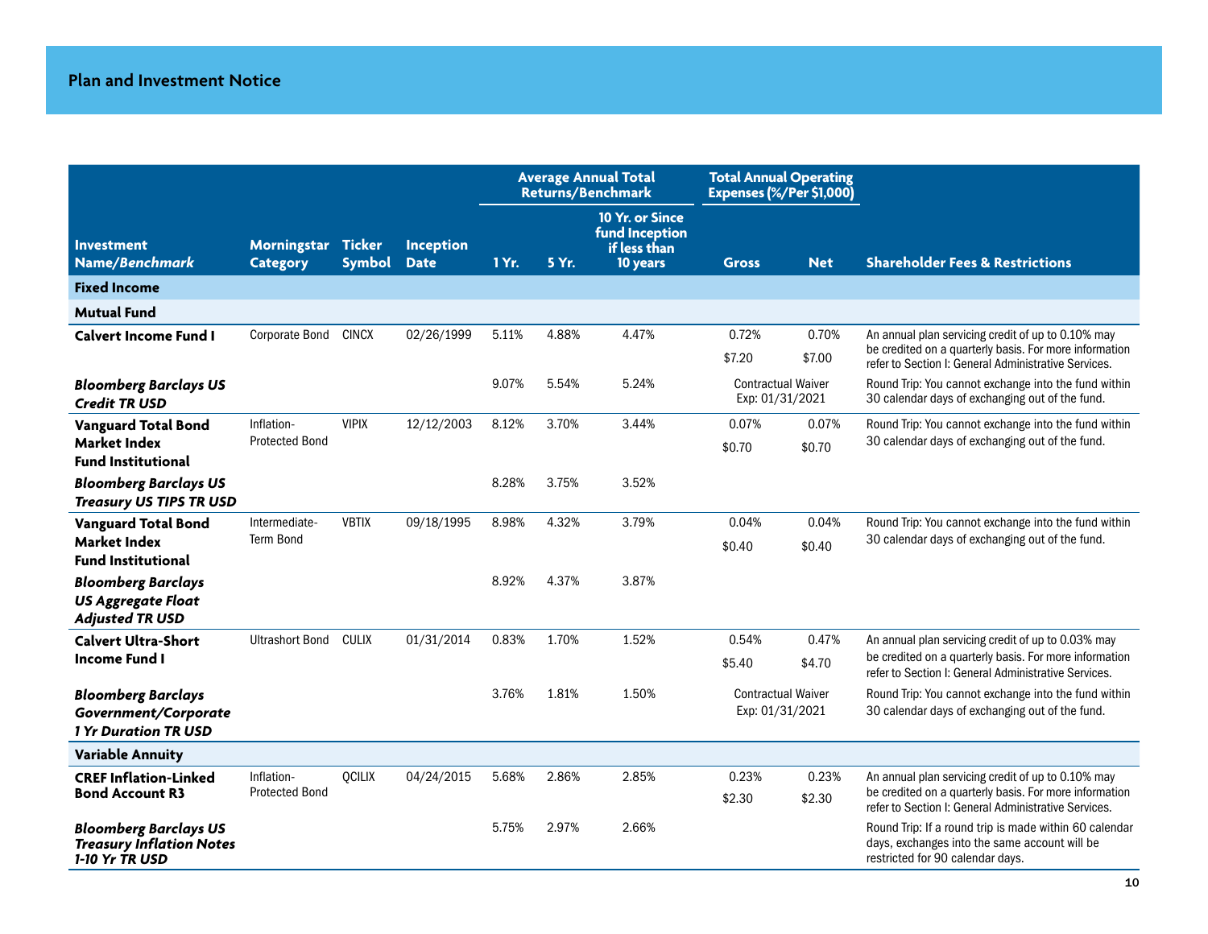## Plan and Investment Notice

| Investment Name/*Benchmark* | Morningstar Category | Ticker Symbol | Inception Date | Average Annual Total Returns/Benchmark | | | Total Annual Operating Expenses (%/Per $1,000) | | Shareholder Fees & Restrictions |
|---|---|---|---|---|---|---|---|---|---|
| | | | | 1 Yr. | 5 Yr. | 10 Yr. or Since fund Inception if less than 10 years | Gross | Net | |
| **Fixed Income** | | | | | | | | | |
| **Mutual Fund** | | | | | | | | | |
| **Calvert Income Fund I** | Corporate Bond | CINCX | 02/26/1999 | 5.11% | 4.88% | 4.47% | 0.72% $7.20 | 0.70% $7.00 | An annual plan servicing credit of up to 0.10% may be credited on a quarterly basis. For more information refer to Section I: General Administrative Services. |
| ***Bloomberg Barclays US Credit TR USD*** | | | | 9.07% | 5.54% | 5.24% | Contractual Waiver Exp: 01/31/2021 | | Round Trip: You cannot exchange into the fund within 30 calendar days of exchanging out of the fund. |
| **Vanguard Total Bond Market Index Fund Institutional** | Inflation-Protected Bond | VIPIX | 12/12/2003 | 8.12% | 3.70% | 3.44% | 0.07% $0.70 | 0.07% $0.70 | Round Trip: You cannot exchange into the fund within 30 calendar days of exchanging out of the fund. |
| ***Bloomberg Barclays US Treasury US TIPS TR USD*** | | | | 8.28% | 3.75% | 3.52% | | | |
| **Vanguard Total Bond Market Index Fund Institutional** | Intermediate-Term Bond | VBTIX | 09/18/1995 | 8.98% | 4.32% | 3.79% | 0.04% $0.40 | 0.04% $0.40 | Round Trip: You cannot exchange into the fund within 30 calendar days of exchanging out of the fund. |
| ***Bloomberg Barclays US Aggregate Float Adjusted TR USD*** | | | | 8.92% | 4.37% | 3.87% | | | |
| **Calvert Ultra-Short Income Fund I** | Ultrashort Bond | CULIX | 01/31/2014 | 0.83% | 1.70% | 1.52% | 0.54% $5.40 | 0.47% $4.70 | An annual plan servicing credit of up to 0.03% may be credited on a quarterly basis. For more information refer to Section I: General Administrative Services. |
| ***Bloomberg Barclays Government/Corporate 1 Yr Duration TR USD*** | | | | 3.76% | 1.81% | 1.50% | Contractual Waiver Exp: 01/31/2021 | | Round Trip: You cannot exchange into the fund within 30 calendar days of exchanging out of the fund. |
| **Variable Annuity** | | | | | | | | | |
| **CREF Inflation-Linked Bond Account R3** | Inflation-Protected Bond | QCILIX | 04/24/2015 | 5.68% | 2.86% | 2.85% | 0.23% $2.30 | 0.23% $2.30 | An annual plan servicing credit of up to 0.10% may be credited on a quarterly basis. For more information refer to Section I: General Administrative Services. |
| ***Bloomberg Barclays US Treasury Inflation Notes 1-10 Yr TR USD*** | | | | 5.75% | 2.97% | 2.66% | | | Round Trip: If a round trip is made within 60 calendar days, exchanges into the same account will be restricted for 90 calendar days. |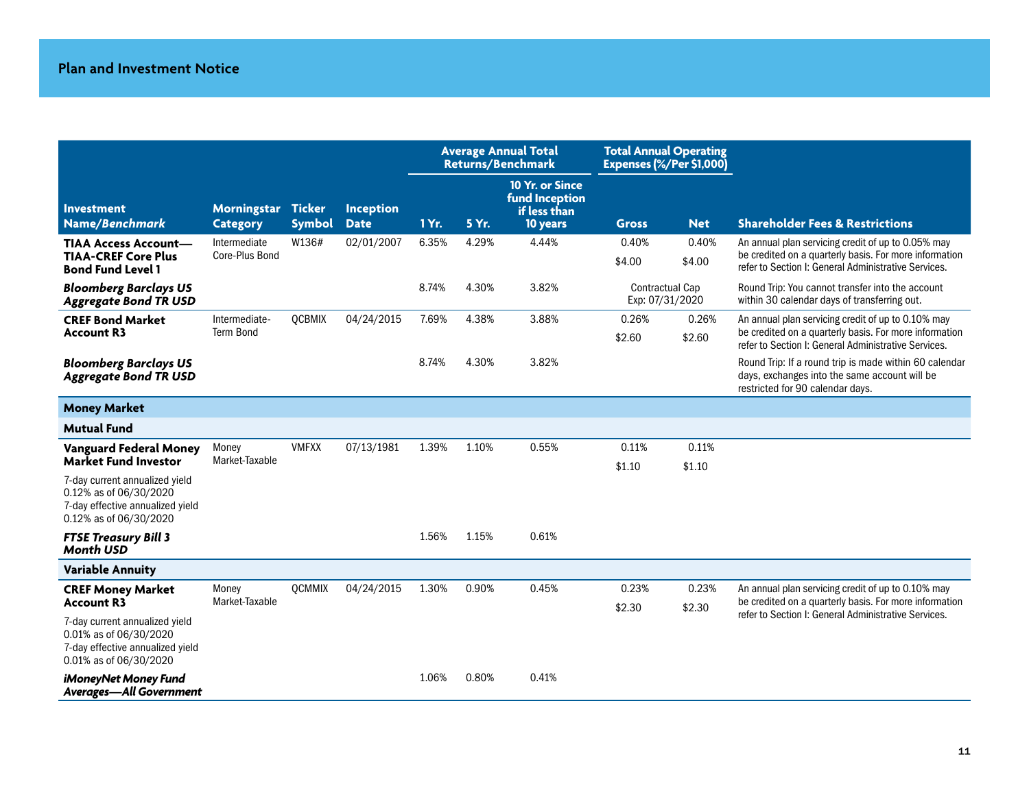## Plan and Investment Notice

| Investment Name/*Benchmark* | Morningstar Category | Ticker Symbol | Inception Date | Average Annual Total Returns/Benchmark | | | Total Annual Operating Expenses (%/Per $1,000) | | Shareholder Fees & Restrictions |
|---|---|---|---|---|---|---|---|---|---|
| | | | | 1 Yr. | 5 Yr. | 10 Yr. or Since fund Inception if less than 10 years | Gross | Net | |
| **TIAA Access Account—TIAA-CREF Core Plus Bond Fund Level 1** | Intermediate Core-Plus Bond | W136# | 02/01/2007 | 6.35% | 4.29% | 4.44% | 0.40% $4.00 | 0.40% $4.00 | An annual plan servicing credit of up to 0.05% may be credited on a quarterly basis. For more information refer to Section I: General Administrative Services. |
| ***Bloomberg Barclays US Aggregate Bond TR USD*** | | | | 8.74% | 4.30% | 3.82% | Contractual Cap Exp: 07/31/2020 | | Round Trip: You cannot transfer into the account within 30 calendar days of transferring out. |
| **CREF Bond Market Account R3** | Intermediate-Term Bond | QCBMIX | 04/24/2015 | 7.69% | 4.38% | 3.88% | 0.26% $2.60 | 0.26% $2.60 | An annual plan servicing credit of up to 0.10% may be credited on a quarterly basis. For more information refer to Section I: General Administrative Services. |
| ***Bloomberg Barclays US Aggregate Bond TR USD*** | | | | 8.74% | 4.30% | 3.82% | | | Round Trip: If a round trip is made within 60 calendar days, exchanges into the same account will be restricted for 90 calendar days. |
| **Money Market** | | | | | | | | | |
| **Mutual Fund** | | | | | | | | | |
| **Vanguard Federal Money Market Fund Investor** 7-day current annualized yield 0.12% as of 06/30/2020 7-day effective annualized yield 0.12% as of 06/30/2020 | Money Market-Taxable | VMFXX | 07/13/1981 | 1.39% | 1.10% | 0.55% | 0.11% $1.10 | 0.11% $1.10 | |
| ***FTSE Treasury Bill 3 Month USD*** | | | | 1.56% | 1.15% | 0.61% | | | |
| **Variable Annuity** | | | | | | | | | |
| **CREF Money Market Account R3** 7-day current annualized yield 0.01% as of 06/30/2020 7-day effective annualized yield 0.01% as of 06/30/2020 | Money Market-Taxable | QCMMIX | 04/24/2015 | 1.30% | 0.90% | 0.45% | 0.23% $2.30 | 0.23% $2.30 | An annual plan servicing credit of up to 0.10% may be credited on a quarterly basis. For more information refer to Section I: General Administrative Services. |
| ***iMoneyNet Money Fund Averages—All Government*** | | | | 1.06% | 0.80% | 0.41% | | | |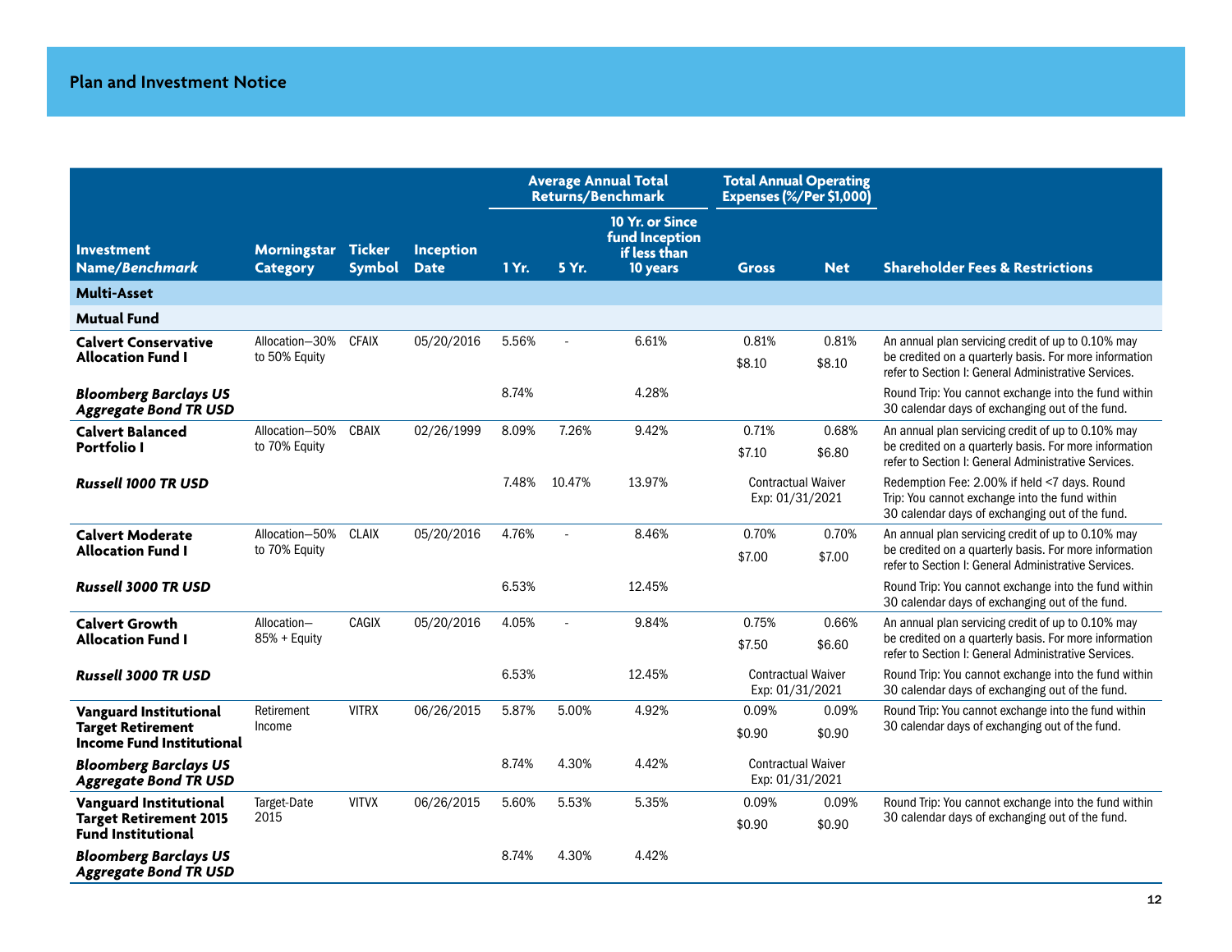## Plan and Investment Notice

| Investment Name/*Benchmark* | Morningstar Category | Ticker Symbol | Inception Date | Average Annual Total Returns/Benchmark | | | Total Annual Operating Expenses (%/Per $1,000) | | Shareholder Fees & Restrictions |
|---|---|---|---|---|---|---|---|---|---|
| | | | | 1 Yr. | 5 Yr. | 10 Yr. or Since fund Inception if less than 10 years | Gross | Net | |
| **Multi-Asset** | | | | | | | | | |
| **Mutual Fund** | | | | | | | | | |
| **Calvert Conservative Allocation Fund I** | Allocation—30% to 50% Equity | CFAIX | 05/20/2016 | 5.56% | - | 6.61% | 0.81% $8.10 | 0.81% $8.10 | An annual plan servicing credit of up to 0.10% may be credited on a quarterly basis. For more information refer to Section I: General Administrative Services. |
| ***Bloomberg Barclays US Aggregate Bond TR USD*** | | | | 8.74% | | 4.28% | | | Round Trip: You cannot exchange into the fund within 30 calendar days of exchanging out of the fund. |
| **Calvert Balanced Portfolio I** | Allocation—50% to 70% Equity | CBAIX | 02/26/1999 | 8.09% | 7.26% | 9.42% | 0.71% $7.10 | 0.68% $6.80 | An annual plan servicing credit of up to 0.10% may be credited on a quarterly basis. For more information refer to Section I: General Administrative Services. |
| ***Russell 1000 TR USD*** | | | | 7.48% | 10.47% | 13.97% | Contractual Waiver Exp: 01/31/2021 | | Redemption Fee: 2.00% if held <7 days. Round Trip: You cannot exchange into the fund within 30 calendar days of exchanging out of the fund. |
| **Calvert Moderate Allocation Fund I** | Allocation—50% to 70% Equity | CLAIX | 05/20/2016 | 4.76% | - | 8.46% | 0.70% $7.00 | 0.70% $7.00 | An annual plan servicing credit of up to 0.10% may be credited on a quarterly basis. For more information refer to Section I: General Administrative Services. |
| ***Russell 3000 TR USD*** | | | | 6.53% | | 12.45% | | | Round Trip: You cannot exchange into the fund within 30 calendar days of exchanging out of the fund. |
| **Calvert Growth Allocation Fund I** | Allocation—85% + Equity | CAGIX | 05/20/2016 | 4.05% | - | 9.84% | 0.75% $7.50 | 0.66% $6.60 | An annual plan servicing credit of up to 0.10% may be credited on a quarterly basis. For more information refer to Section I: General Administrative Services. |
| ***Russell 3000 TR USD*** | | | | 6.53% | | 12.45% | Contractual Waiver Exp: 01/31/2021 | | Round Trip: You cannot exchange into the fund within 30 calendar days of exchanging out of the fund. |
| **Vanguard Institutional Target Retirement Income Fund Institutional** | Retirement Income | VITRX | 06/26/2015 | 5.87% | 5.00% | 4.92% | 0.09% $0.90 | 0.09% $0.90 | Round Trip: You cannot exchange into the fund within 30 calendar days of exchanging out of the fund. |
| ***Bloomberg Barclays US Aggregate Bond TR USD*** | | | | 8.74% | 4.30% | 4.42% | Contractual Waiver Exp: 01/31/2021 | | |
| **Vanguard Institutional Target Retirement 2015 Fund Institutional** | Target-Date 2015 | VITVX | 06/26/2015 | 5.60% | 5.53% | 5.35% | 0.09% $0.90 | 0.09% $0.90 | Round Trip: You cannot exchange into the fund within 30 calendar days of exchanging out of the fund. |
| ***Bloomberg Barclays US Aggregate Bond TR USD*** | | | | 8.74% | 4.30% | 4.42% | | | |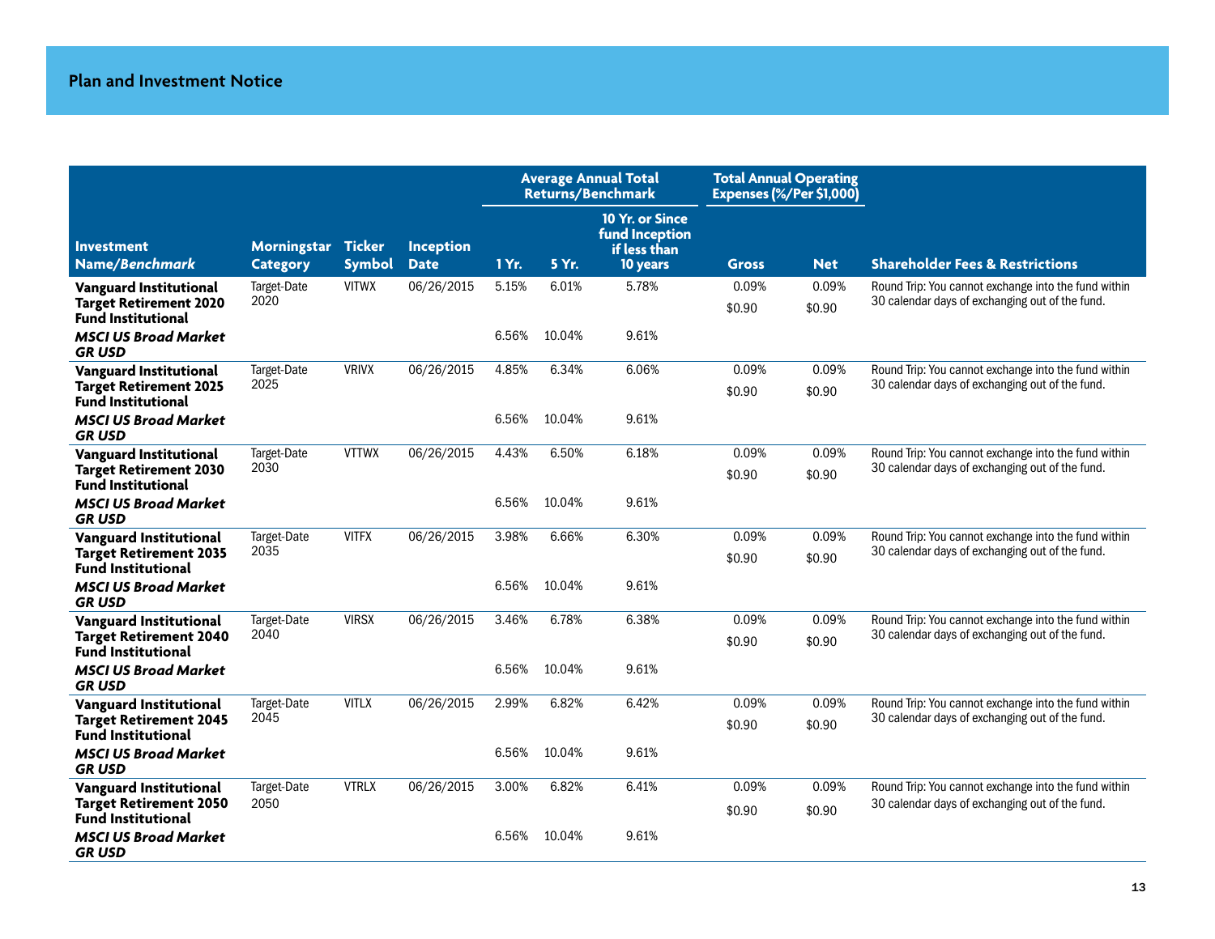## Plan and Investment Notice

| Investment Name/*Benchmark* | Morningstar Category | Ticker Symbol | Inception Date | Average Annual Total Returns/Benchmark | | | Total Annual Operating Expenses (%/Per $1,000) | | Shareholder Fees & Restrictions |
|---|---|---|---|---|---|---|---|---|---|
| | | | | 1 Yr. | 5 Yr. | 10 Yr. or Since fund Inception if less than 10 years | Gross | Net | |
| **Vanguard Institutional Target Retirement 2020 Fund Institutional** | Target-Date 2020 | VITWX | 06/26/2015 | 5.15% | 6.01% | 5.78% | 0.09%<br>$0.90 | 0.09%<br>$0.90 | Round Trip: You cannot exchange into the fund within 30 calendar days of exchanging out of the fund. |
| ***MSCI US Broad Market GR USD*** | | | | 6.56% | 10.04% | 9.61% | | | |
| **Vanguard Institutional Target Retirement 2025 Fund Institutional** | Target-Date 2025 | VRIVX | 06/26/2015 | 4.85% | 6.34% | 6.06% | 0.09%<br>$0.90 | 0.09%<br>$0.90 | Round Trip: You cannot exchange into the fund within 30 calendar days of exchanging out of the fund. |
| ***MSCI US Broad Market GR USD*** | | | | 6.56% | 10.04% | 9.61% | | | |
| **Vanguard Institutional Target Retirement 2030 Fund Institutional** | Target-Date 2030 | VTTWX | 06/26/2015 | 4.43% | 6.50% | 6.18% | 0.09%<br>$0.90 | 0.09%<br>$0.90 | Round Trip: You cannot exchange into the fund within 30 calendar days of exchanging out of the fund. |
| ***MSCI US Broad Market GR USD*** | | | | 6.56% | 10.04% | 9.61% | | | |
| **Vanguard Institutional Target Retirement 2035 Fund Institutional** | Target-Date 2035 | VITFX | 06/26/2015 | 3.98% | 6.66% | 6.30% | 0.09%<br>$0.90 | 0.09%<br>$0.90 | Round Trip: You cannot exchange into the fund within 30 calendar days of exchanging out of the fund. |
| ***MSCI US Broad Market GR USD*** | | | | 6.56% | 10.04% | 9.61% | | | |
| **Vanguard Institutional Target Retirement 2040 Fund Institutional** | Target-Date 2040 | VIRSX | 06/26/2015 | 3.46% | 6.78% | 6.38% | 0.09%<br>$0.90 | 0.09%<br>$0.90 | Round Trip: You cannot exchange into the fund within 30 calendar days of exchanging out of the fund. |
| ***MSCI US Broad Market GR USD*** | | | | 6.56% | 10.04% | 9.61% | | | |
| **Vanguard Institutional Target Retirement 2045 Fund Institutional** | Target-Date 2045 | VITLX | 06/26/2015 | 2.99% | 6.82% | 6.42% | 0.09%<br>$0.90 | 0.09%<br>$0.90 | Round Trip: You cannot exchange into the fund within 30 calendar days of exchanging out of the fund. |
| ***MSCI US Broad Market GR USD*** | | | | 6.56% | 10.04% | 9.61% | | | |
| **Vanguard Institutional Target Retirement 2050 Fund Institutional** | Target-Date 2050 | VTRLX | 06/26/2015 | 3.00% | 6.82% | 6.41% | 0.09%<br>$0.90 | 0.09%<br>$0.90 | Round Trip: You cannot exchange into the fund within 30 calendar days of exchanging out of the fund. |
| ***MSCI US Broad Market GR USD*** | | | | 6.56% | 10.04% | 9.61% | | | |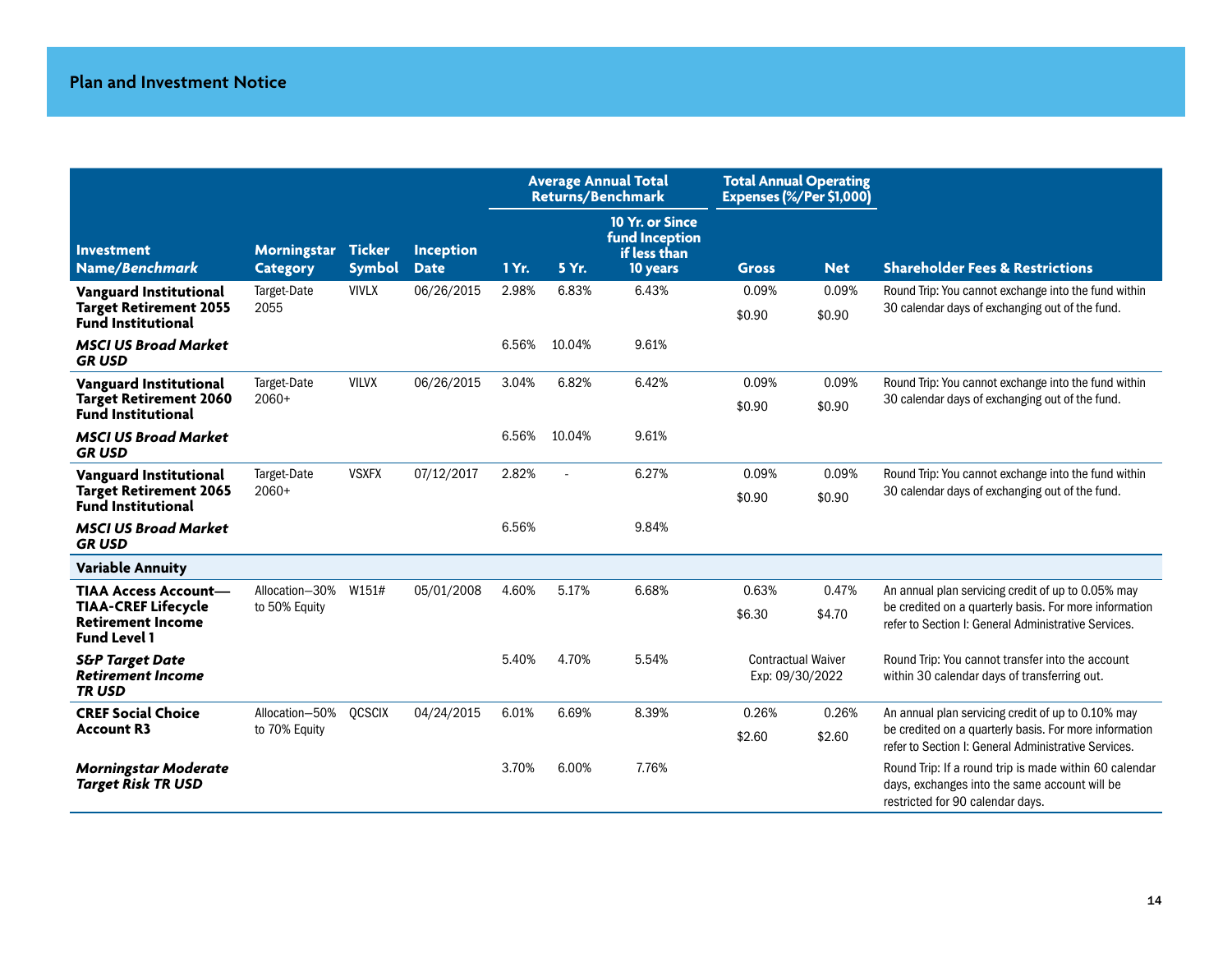## Plan and Investment Notice

| Investment Name/*Benchmark* | Morningstar Category | Ticker Symbol | Inception Date | Average Annual Total Returns/Benchmark 1 Yr. | 5 Yr. | 10 Yr. or Since fund Inception if less than 10 years | Total Annual Operating Expenses (%/Per $1,000) Gross | Net | Shareholder Fees & Restrictions |
|---|---|---|---|---|---|---|---|---|---|
| **Vanguard Institutional Target Retirement 2055 Fund Institutional** | Target-Date 2055 | VIVLX | 06/26/2015 | 2.98% | 6.83% | 6.43% | 0.09% $0.90 | 0.09% $0.90 | Round Trip: You cannot exchange into the fund within 30 calendar days of exchanging out of the fund. |
| ***MSCI US Broad Market GR USD*** | | | | 6.56% | 10.04% | 9.61% | | | |
| **Vanguard Institutional Target Retirement 2060 Fund Institutional** | Target-Date 2060+ | VILVX | 06/26/2015 | 3.04% | 6.82% | 6.42% | 0.09% $0.90 | 0.09% $0.90 | Round Trip: You cannot exchange into the fund within 30 calendar days of exchanging out of the fund. |
| ***MSCI US Broad Market GR USD*** | | | | 6.56% | 10.04% | 9.61% | | | |
| **Vanguard Institutional Target Retirement 2065 Fund Institutional** | Target-Date 2060+ | VSXFX | 07/12/2017 | 2.82% | - | 6.27% | 0.09% $0.90 | 0.09% $0.90 | Round Trip: You cannot exchange into the fund within 30 calendar days of exchanging out of the fund. |
| ***MSCI US Broad Market GR USD*** | | | | 6.56% | | 9.84% | | | |
| **Variable Annuity** | | | | | | | | | |
| **TIAA Access Account—TIAA-CREF Lifecycle Retirement Income Fund Level 1** | Allocation—30% to 50% Equity | W151# | 05/01/2008 | 4.60% | 5.17% | 6.68% | 0.63% $6.30 | 0.47% $4.70 | An annual plan servicing credit of up to 0.05% may be credited on a quarterly basis. For more information refer to Section I: General Administrative Services. |
| ***S&P Target Date Retirement Income TR USD*** | | | | 5.40% | 4.70% | 5.54% | Contractual Waiver Exp: 09/30/2022 | | Round Trip: You cannot transfer into the account within 30 calendar days of transferring out. |
| **CREF Social Choice Account R3** | Allocation—50% to 70% Equity | QCSCIX | 04/24/2015 | 6.01% | 6.69% | 8.39% | 0.26% $2.60 | 0.26% $2.60 | An annual plan servicing credit of up to 0.10% may be credited on a quarterly basis. For more information refer to Section I: General Administrative Services. |
| ***Morningstar Moderate Target Risk TR USD*** | | | | 3.70% | 6.00% | 7.76% | | | Round Trip: If a round trip is made within 60 calendar days, exchanges into the same account will be restricted for 90 calendar days. |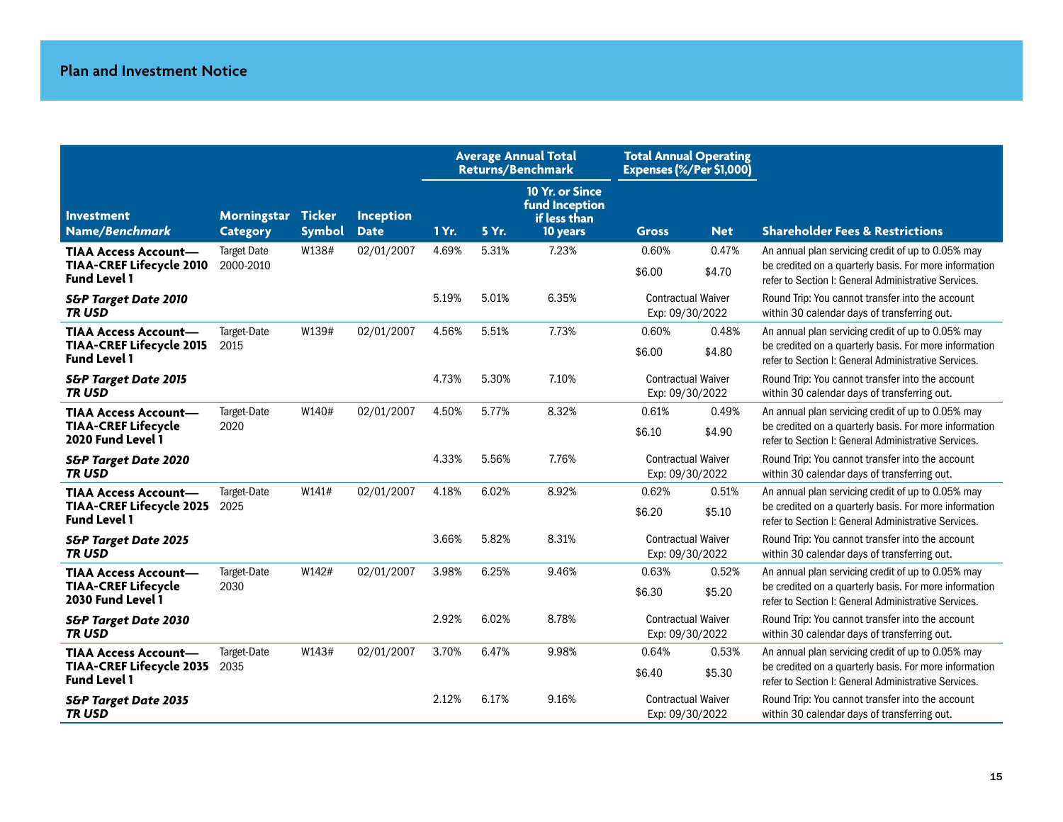## Plan and Investment Notice

| Investment Name/*Benchmark* | Morningstar Category | Ticker Symbol | Inception Date | Average Annual Total Returns/Benchmark | | | Total Annual Operating Expenses (%/Per $1,000) | | Shareholder Fees & Restrictions |
|---|---|---|---|---|---|---|---|---|---|
| | | | | 1 Yr. | 5 Yr. | 10 Yr. or Since fund Inception if less than 10 years | Gross | Net | |
| **TIAA Access Account—TIAA-CREF Lifecycle 2010 Fund Level 1** | Target Date 2000-2010 | W138# | 02/01/2007 | 4.69% | 5.31% | 7.23% | 0.60% $6.00 | 0.47% $4.70 | An annual plan servicing credit of up to 0.05% may be credited on a quarterly basis. For more information refer to Section I: General Administrative Services. |
| ***S&P Target Date 2010 TR USD*** | | | | 5.19% | 5.01% | 6.35% | Contractual Waiver Exp: 09/30/2022 | | Round Trip: You cannot transfer into the account within 30 calendar days of transferring out. |
| **TIAA Access Account—TIAA-CREF Lifecycle 2015 Fund Level 1** | Target-Date 2015 | W139# | 02/01/2007 | 4.56% | 5.51% | 7.73% | 0.60% $6.00 | 0.48% $4.80 | An annual plan servicing credit of up to 0.05% may be credited on a quarterly basis. For more information refer to Section I: General Administrative Services. |
| ***S&P Target Date 2015 TR USD*** | | | | 4.73% | 5.30% | 7.10% | Contractual Waiver Exp: 09/30/2022 | | Round Trip: You cannot transfer into the account within 30 calendar days of transferring out. |
| **TIAA Access Account—TIAA-CREF Lifecycle 2020 Fund Level 1** | Target-Date 2020 | W140# | 02/01/2007 | 4.50% | 5.77% | 8.32% | 0.61% $6.10 | 0.49% $4.90 | An annual plan servicing credit of up to 0.05% may be credited on a quarterly basis. For more information refer to Section I: General Administrative Services. |
| ***S&P Target Date 2020 TR USD*** | | | | 4.33% | 5.56% | 7.76% | Contractual Waiver Exp: 09/30/2022 | | Round Trip: You cannot transfer into the account within 30 calendar days of transferring out. |
| **TIAA Access Account—TIAA-CREF Lifecycle 2025 Fund Level 1** | Target-Date 2025 | W141# | 02/01/2007 | 4.18% | 6.02% | 8.92% | 0.62% $6.20 | 0.51% $5.10 | An annual plan servicing credit of up to 0.05% may be credited on a quarterly basis. For more information refer to Section I: General Administrative Services. |
| ***S&P Target Date 2025 TR USD*** | | | | 3.66% | 5.82% | 8.31% | Contractual Waiver Exp: 09/30/2022 | | Round Trip: You cannot transfer into the account within 30 calendar days of transferring out. |
| **TIAA Access Account—TIAA-CREF Lifecycle 2030 Fund Level 1** | Target-Date 2030 | W142# | 02/01/2007 | 3.98% | 6.25% | 9.46% | 0.63% $6.30 | 0.52% $5.20 | An annual plan servicing credit of up to 0.05% may be credited on a quarterly basis. For more information refer to Section I: General Administrative Services. |
| ***S&P Target Date 2030 TR USD*** | | | | 2.92% | 6.02% | 8.78% | Contractual Waiver Exp: 09/30/2022 | | Round Trip: You cannot transfer into the account within 30 calendar days of transferring out. |
| **TIAA Access Account—TIAA-CREF Lifecycle 2035 Fund Level 1** | Target-Date 2035 | W143# | 02/01/2007 | 3.70% | 6.47% | 9.98% | 0.64% $6.40 | 0.53% $5.30 | An annual plan servicing credit of up to 0.05% may be credited on a quarterly basis. For more information refer to Section I: General Administrative Services. |
| ***S&P Target Date 2035 TR USD*** | | | | 2.12% | 6.17% | 9.16% | Contractual Waiver Exp: 09/30/2022 | | Round Trip: You cannot transfer into the account within 30 calendar days of transferring out. |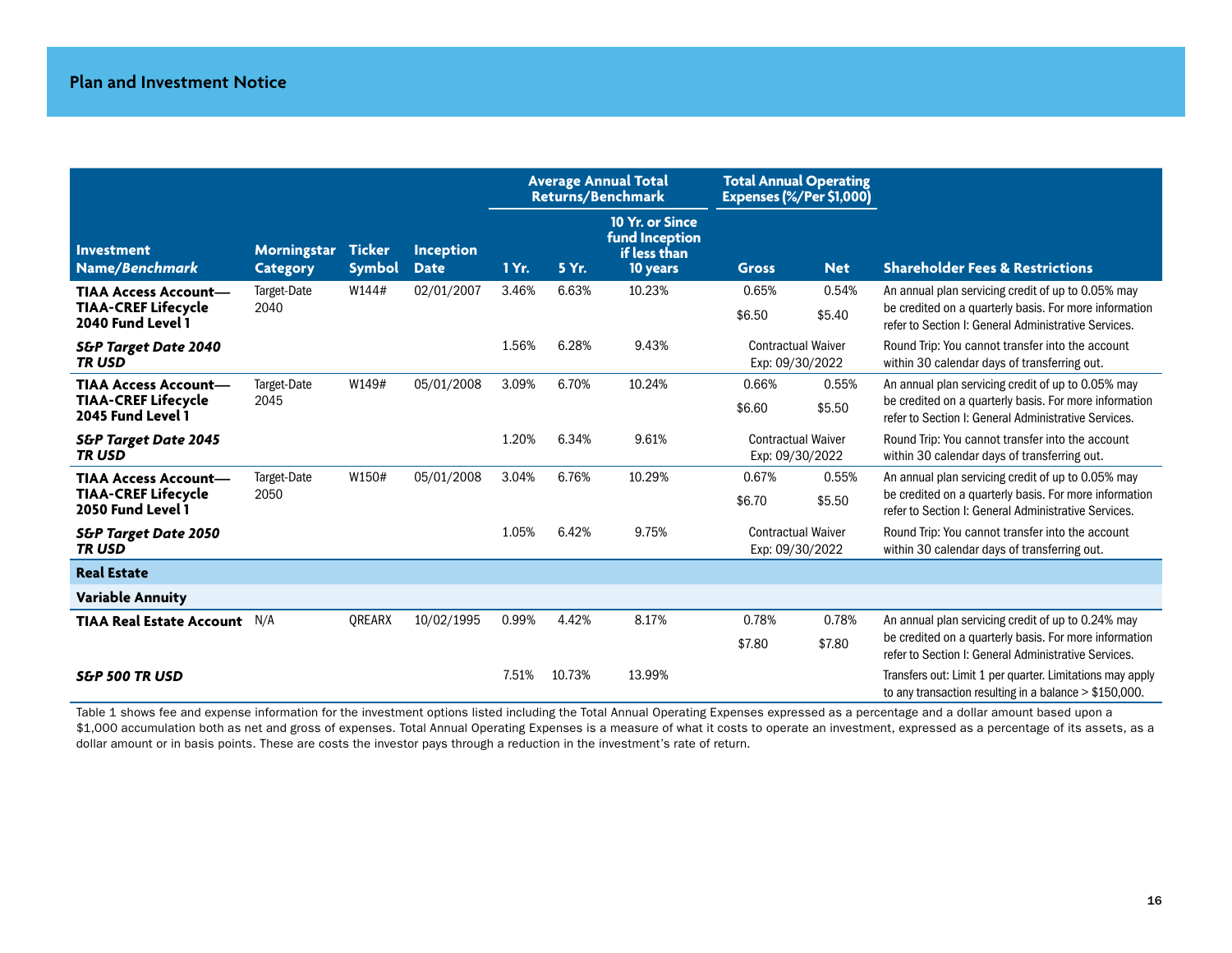## Plan and Investment Notice

| Investment Name/*Benchmark* | Morningstar Category | Ticker Symbol | Inception Date | Average Annual Total Returns/Benchmark | | | Total Annual Operating Expenses (%/Per $1,000) | | Shareholder Fees & Restrictions |
|---|---|---|---|---|---|---|---|---|---|
| | | | | 1 Yr. | 5 Yr. | 10 Yr. or Since fund Inception if less than 10 years | Gross | Net | |
| **TIAA Access Account—TIAA-CREF Lifecycle 2040 Fund Level 1** | Target-Date 2040 | W144# | 02/01/2007 | 3.46% | 6.63% | 10.23% | 0.65% $6.50 | 0.54% $5.40 | An annual plan servicing credit of up to 0.05% may be credited on a quarterly basis. For more information refer to Section I: General Administrative Services. |
| ***S&P Target Date 2040 TR USD*** | | | | 1.56% | 6.28% | 9.43% | Contractual Waiver Exp: 09/30/2022 | | Round Trip: You cannot transfer into the account within 30 calendar days of transferring out. |
| **TIAA Access Account—TIAA-CREF Lifecycle 2045 Fund Level 1** | Target-Date 2045 | W149# | 05/01/2008 | 3.09% | 6.70% | 10.24% | 0.66% $6.60 | 0.55% $5.50 | An annual plan servicing credit of up to 0.05% may be credited on a quarterly basis. For more information refer to Section I: General Administrative Services. |
| ***S&P Target Date 2045 TR USD*** | | | | 1.20% | 6.34% | 9.61% | Contractual Waiver Exp: 09/30/2022 | | Round Trip: You cannot transfer into the account within 30 calendar days of transferring out. |
| **TIAA Access Account—TIAA-CREF Lifecycle 2050 Fund Level 1** | Target-Date 2050 | W150# | 05/01/2008 | 3.04% | 6.76% | 10.29% | 0.67% $6.70 | 0.55% $5.50 | An annual plan servicing credit of up to 0.05% may be credited on a quarterly basis. For more information refer to Section I: General Administrative Services. |
| ***S&P Target Date 2050 TR USD*** | | | | 1.05% | 6.42% | 9.75% | Contractual Waiver Exp: 09/30/2022 | | Round Trip: You cannot transfer into the account within 30 calendar days of transferring out. |
| **Real Estate** | | | | | | | | | |
| **Variable Annuity** | | | | | | | | | |
| **TIAA Real Estate Account** | N/A | QREARX | 10/02/1995 | 0.99% | 4.42% | 8.17% | 0.78% $7.80 | 0.78% $7.80 | An annual plan servicing credit of up to 0.24% may be credited on a quarterly basis. For more information refer to Section I: General Administrative Services. |
| ***S&P 500 TR USD*** | | | | 7.51% | 10.73% | 13.99% | | | Transfers out: Limit 1 per quarter. Limitations may apply to any transaction resulting in a balance > $150,000. |

Table 1 shows fee and expense information for the investment options listed including the Total Annual Operating Expenses expressed as a percentage and a dollar amount based upon a $1,000 accumulation both as net and gross of expenses. Total Annual Operating Expenses is a measure of what it costs to operate an investment, expressed as a percentage of its assets, as a dollar amount or in basis points. These are costs the investor pays through a reduction in the investment's rate of return.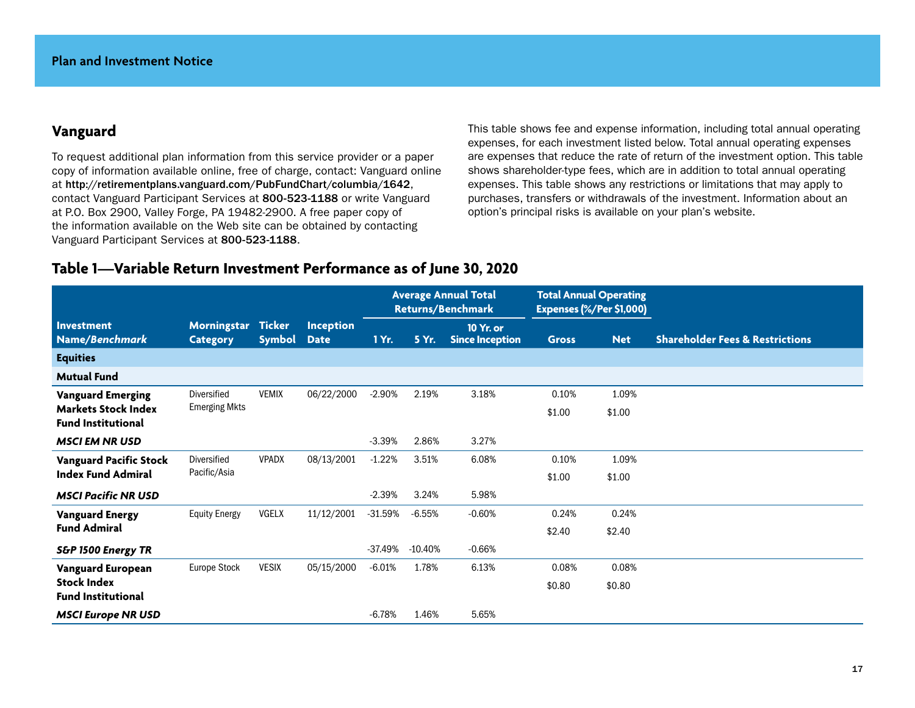Plan and Investment Notice

## Vanguard

To request additional plan information from this service provider or a paper copy of information available online, free of charge, contact: Vanguard online at **http://retirementplans.vanguard.com/PubFundChart/columbia/1642**, contact Vanguard Participant Services at **800-523-1188** or write Vanguard at P.O. Box 2900, Valley Forge, PA 19482-2900. A free paper copy of the information available on the Web site can be obtained by contacting Vanguard Participant Services at **800-523-1188**.

This table shows fee and expense information, including total annual operating expenses, for each investment listed below. Total annual operating expenses are expenses that reduce the rate of return of the investment option. This table shows shareholder-type fees, which are in addition to total annual operating expenses. This table shows any restrictions or limitations that may apply to purchases, transfers or withdrawals of the investment. Information about an option's principal risks is available on your plan's website.

## Table 1—Variable Return Investment Performance as of June 30, 2020

| Investment Name/*Benchmark* | Morningstar Category | Ticker Symbol | Inception Date | Average Annual Total Returns/Benchmark | | | Total Annual Operating Expenses (%/Per $1,000) | | Shareholder Fees & Restrictions |
|---|---|---|---|---|---|---|---|---|---|
| | | | | 1 Yr. | 5 Yr. | 10 Yr. or Since Inception | Gross | Net | |
| **Equities** | | | | | | | | | |
| **Mutual Fund** | | | | | | | | | |
| **Vanguard Emerging Markets Stock Index Fund Institutional** | Diversified Emerging Mkts | VEMIX | 06/22/2000 | -2.90% | 2.19% | 3.18% | 0.10%<br>$1.00 | 1.09%<br>$1.00 | |
| ***MSCI EM NR USD*** | | | | -3.39% | 2.86% | 3.27% | | | |
| **Vanguard Pacific Stock Index Fund Admiral** | Diversified Pacific/Asia | VPADX | 08/13/2001 | -1.22% | 3.51% | 6.08% | 0.10%<br>$1.00 | 1.09%<br>$1.00 | |
| ***MSCI Pacific NR USD*** | | | | -2.39% | 3.24% | 5.98% | | | |
| **Vanguard Energy Fund Admiral** | Equity Energy | VGELX | 11/12/2001 | -31.59% | -6.55% | -0.60% | 0.24%<br>$2.40 | 0.24%<br>$2.40 | |
| ***S&P 1500 Energy TR*** | | | | -37.49% | -10.40% | -0.66% | | | |
| **Vanguard European Stock Index Fund Institutional** | Europe Stock | VESIX | 05/15/2000 | -6.01% | 1.78% | 6.13% | 0.08%<br>$0.80 | 0.08%<br>$0.80 | |
| ***MSCI Europe NR USD*** | | | | -6.78% | 1.46% | 5.65% | | | |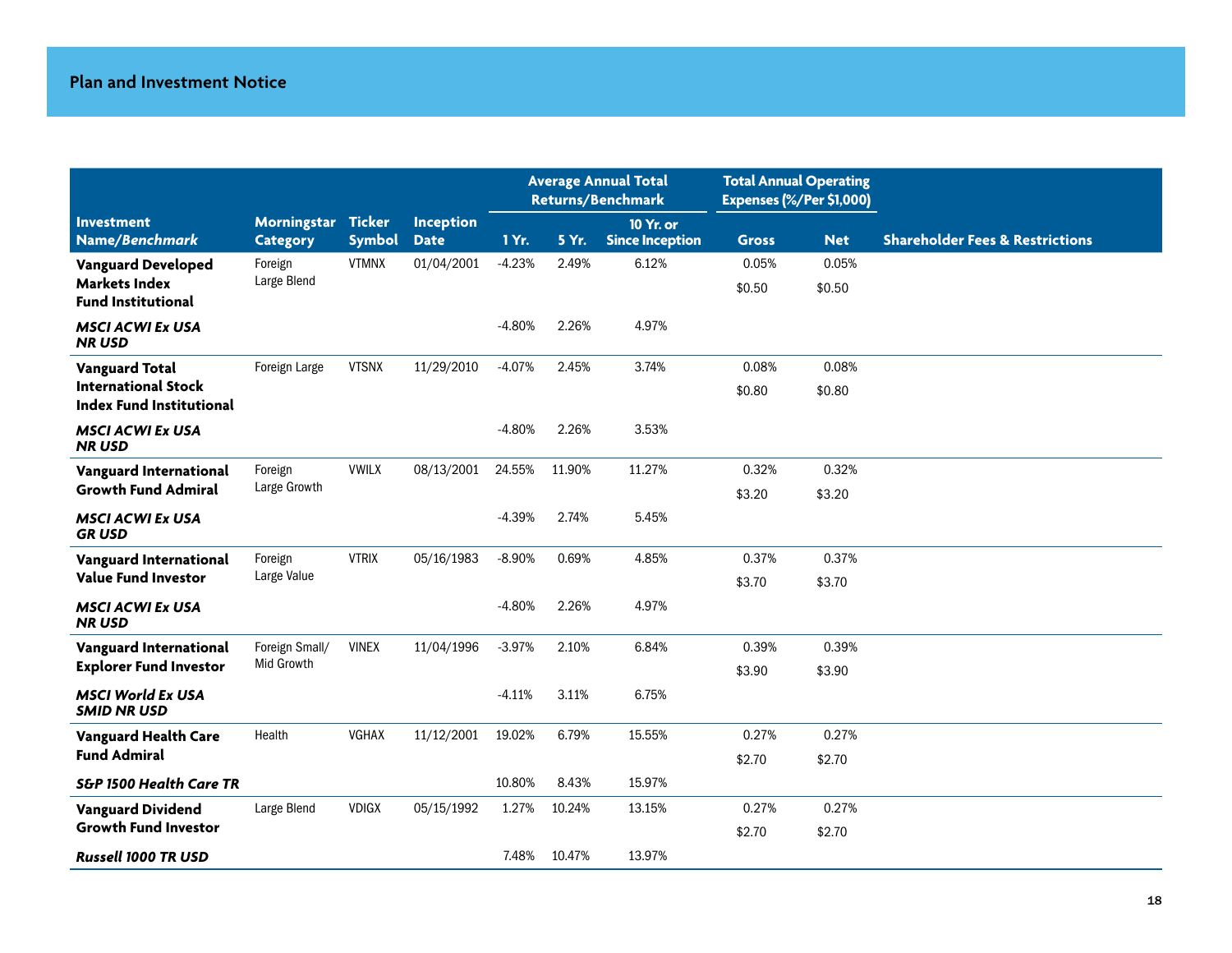## Plan and Investment Notice

| Investment Name/*Benchmark* | Morningstar Category | Ticker Symbol | Inception Date | Average Annual Total Returns/Benchmark | | | Total Annual Operating Expenses (%/Per $1,000) | | Shareholder Fees & Restrictions |
|---|---|---|---|---|---|---|---|---|---|
| | | | | 1 Yr. | 5 Yr. | 10 Yr. or Since Inception | Gross | Net | |
| **Vanguard Developed Markets Index Fund Institutional** | Foreign Large Blend | VTMNX | 01/04/2001 | -4.23% | 2.49% | 6.12% | 0.05%<br>$0.50 | 0.05%<br>$0.50 | |
| ***MSCI ACWI Ex USA NR USD*** | | | | -4.80% | 2.26% | 4.97% | | | |
| **Vanguard Total International Stock Index Fund Institutional** | Foreign Large | VTSNX | 11/29/2010 | -4.07% | 2.45% | 3.74% | 0.08%<br>$0.80 | 0.08%<br>$0.80 | |
| ***MSCI ACWI Ex USA NR USD*** | | | | -4.80% | 2.26% | 3.53% | | | |
| **Vanguard International Growth Fund Admiral** | Foreign Large Growth | VWILX | 08/13/2001 | 24.55% | 11.90% | 11.27% | 0.32%<br>$3.20 | 0.32%<br>$3.20 | |
| ***MSCI ACWI Ex USA GR USD*** | | | | -4.39% | 2.74% | 5.45% | | | |
| **Vanguard International Value Fund Investor** | Foreign Large Value | VTRIX | 05/16/1983 | -8.90% | 0.69% | 4.85% | 0.37%<br>$3.70 | 0.37%<br>$3.70 | |
| ***MSCI ACWI Ex USA NR USD*** | | | | -4.80% | 2.26% | 4.97% | | | |
| **Vanguard International Explorer Fund Investor** | Foreign Small/ Mid Growth | VINEX | 11/04/1996 | -3.97% | 2.10% | 6.84% | 0.39%<br>$3.90 | 0.39%<br>$3.90 | |
| ***MSCI World Ex USA SMID NR USD*** | | | | -4.11% | 3.11% | 6.75% | | | |
| **Vanguard Health Care Fund Admiral** | Health | VGHAX | 11/12/2001 | 19.02% | 6.79% | 15.55% | 0.27%<br>$2.70 | 0.27%<br>$2.70 | |
| ***S&P 1500 Health Care TR*** | | | | 10.80% | 8.43% | 15.97% | | | |
| **Vanguard Dividend Growth Fund Investor** | Large Blend | VDIGX | 05/15/1992 | 1.27% | 10.24% | 13.15% | 0.27%<br>$2.70 | 0.27%<br>$2.70 | |
| ***Russell 1000 TR USD*** | | | | 7.48% | 10.47% | 13.97% | | | |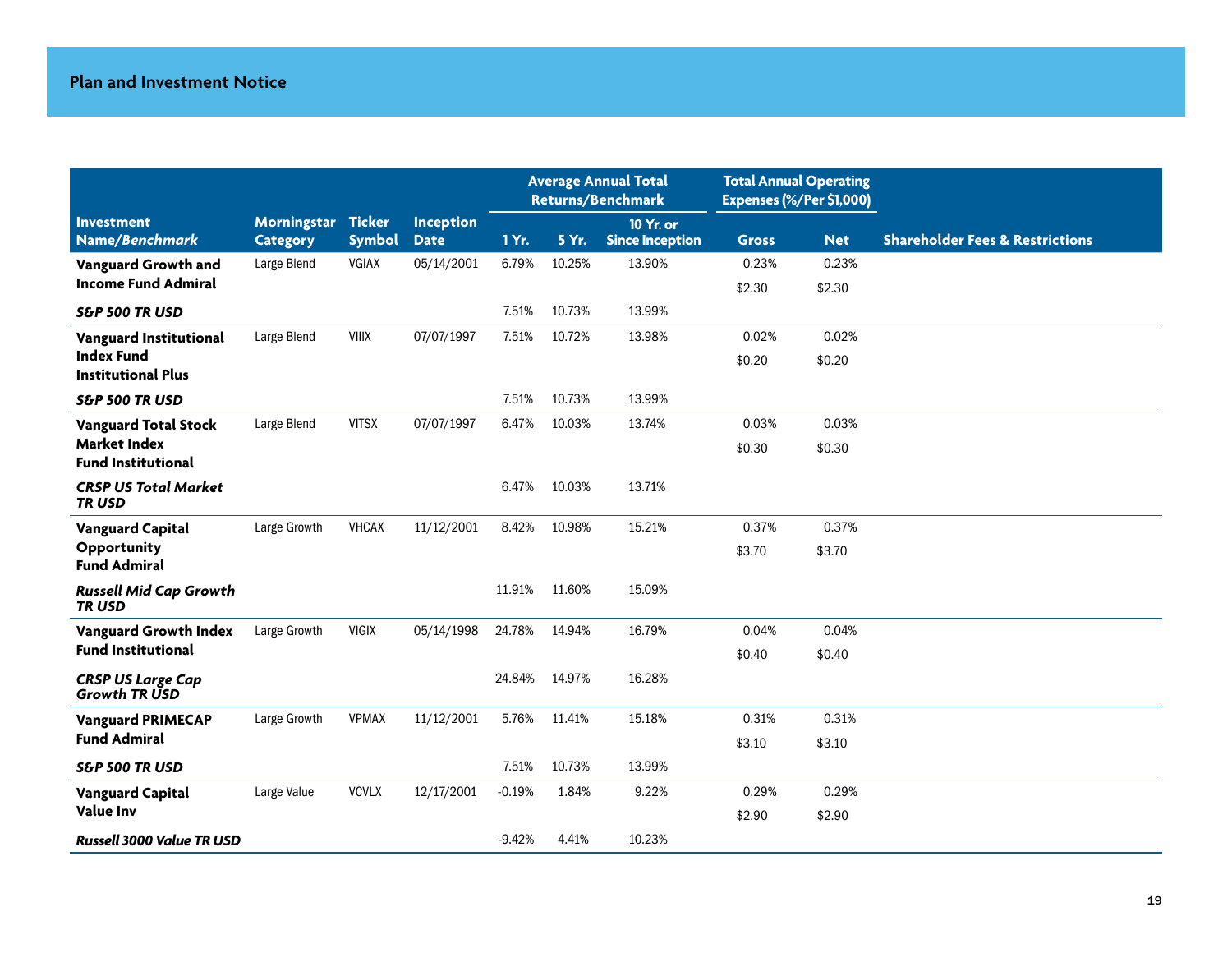## Plan and Investment Notice

| Investment Name/*Benchmark* | Morningstar Category | Ticker Symbol | Inception Date | Average Annual Total Returns/Benchmark | | | Total Annual Operating Expenses (%/Per $1,000) | | Shareholder Fees & Restrictions |
|---|---|---|---|---|---|---|---|---|---|
| | | | | 1 Yr. | 5 Yr. | 10 Yr. or Since Inception | Gross | Net | |
| **Vanguard Growth and Income Fund Admiral** | Large Blend | VGIAX | 05/14/2001 | 6.79% | 10.25% | 13.90% | 0.23% $2.30 | 0.23% $2.30 | |
| ***S&P 500 TR USD*** | | | | 7.51% | 10.73% | 13.99% | | | |
| **Vanguard Institutional Index Fund Institutional Plus** | Large Blend | VIIIX | 07/07/1997 | 7.51% | 10.72% | 13.98% | 0.02% $0.20 | 0.02% $0.20 | |
| ***S&P 500 TR USD*** | | | | 7.51% | 10.73% | 13.99% | | | |
| **Vanguard Total Stock Market Index Fund Institutional** | Large Blend | VITSX | 07/07/1997 | 6.47% | 10.03% | 13.74% | 0.03% $0.30 | 0.03% $0.30 | |
| ***CRSP US Total Market TR USD*** | | | | 6.47% | 10.03% | 13.71% | | | |
| **Vanguard Capital Opportunity Fund Admiral** | Large Growth | VHCAX | 11/12/2001 | 8.42% | 10.98% | 15.21% | 0.37% $3.70 | 0.37% $3.70 | |
| ***Russell Mid Cap Growth TR USD*** | | | | 11.91% | 11.60% | 15.09% | | | |
| **Vanguard Growth Index Fund Institutional** | Large Growth | VIGIX | 05/14/1998 | 24.78% | 14.94% | 16.79% | 0.04% $0.40 | 0.04% $0.40 | |
| ***CRSP US Large Cap Growth TR USD*** | | | | 24.84% | 14.97% | 16.28% | | | |
| **Vanguard PRIMECAP Fund Admiral** | Large Growth | VPMAX | 11/12/2001 | 5.76% | 11.41% | 15.18% | 0.31% $3.10 | 0.31% $3.10 | |
| ***S&P 500 TR USD*** | | | | 7.51% | 10.73% | 13.99% | | | |
| **Vanguard Capital Value Inv** | Large Value | VCVLX | 12/17/2001 | -0.19% | 1.84% | 9.22% | 0.29% $2.90 | 0.29% $2.90 | |
| ***Russell 3000 Value TR USD*** | | | | -9.42% | 4.41% | 10.23% | | | |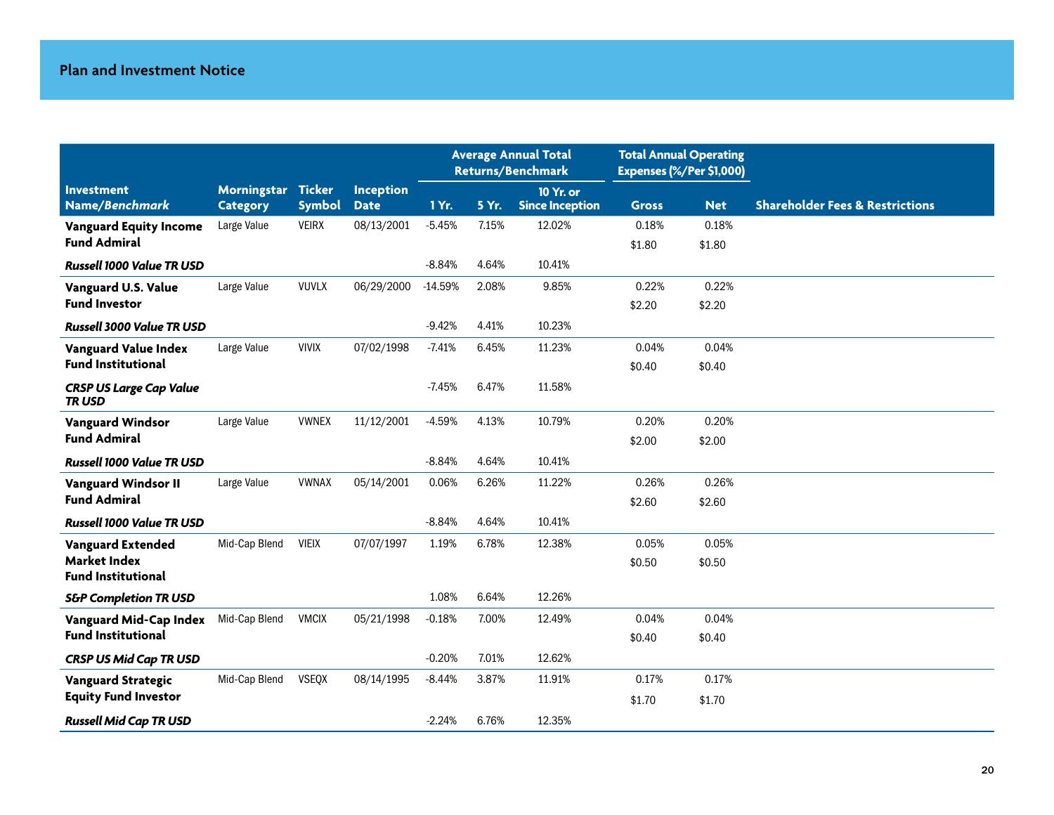## Plan and Investment Notice

| Investment Name/*Benchmark* | Morningstar Category | Ticker Symbol | Inception Date | Average Annual Total Returns/Benchmark | | | Total Annual Operating Expenses (%/Per $1,000) | | Shareholder Fees & Restrictions |
|---|---|---|---|---|---|---|---|---|---|
| | | | | 1 Yr. | 5 Yr. | 10 Yr. or Since Inception | Gross | Net | |
| **Vanguard Equity Income Fund Admiral** | Large Value | VEIRX | 08/13/2001 | -5.45% | 7.15% | 12.02% | 0.18%<br>$1.80 | 0.18%<br>$1.80 | |
| ***Russell 1000 Value TR USD*** | | | | -8.84% | 4.64% | 10.41% | | | |
| **Vanguard U.S. Value Fund Investor** | Large Value | VUVLX | 06/29/2000 | -14.59% | 2.08% | 9.85% | 0.22%<br>$2.20 | 0.22%<br>$2.20 | |
| ***Russell 3000 Value TR USD*** | | | | -9.42% | 4.41% | 10.23% | | | |
| **Vanguard Value Index Fund Institutional** | Large Value | VIVIX | 07/02/1998 | -7.41% | 6.45% | 11.23% | 0.04%<br>$0.40 | 0.04%<br>$0.40 | |
| ***CRSP US Large Cap Value TR USD*** | | | | -7.45% | 6.47% | 11.58% | | | |
| **Vanguard Windsor Fund Admiral** | Large Value | VWNEX | 11/12/2001 | -4.59% | 4.13% | 10.79% | 0.20%<br>$2.00 | 0.20%<br>$2.00 | |
| ***Russell 1000 Value TR USD*** | | | | -8.84% | 4.64% | 10.41% | | | |
| **Vanguard Windsor II Fund Admiral** | Large Value | VWNAX | 05/14/2001 | 0.06% | 6.26% | 11.22% | 0.26%<br>$2.60 | 0.26%<br>$2.60 | |
| ***Russell 1000 Value TR USD*** | | | | -8.84% | 4.64% | 10.41% | | | |
| **Vanguard Extended Market Index Fund Institutional** | Mid-Cap Blend | VIEIX | 07/07/1997 | 1.19% | 6.78% | 12.38% | 0.05%<br>$0.50 | 0.05%<br>$0.50 | |
| ***S&P Completion TR USD*** | | | | 1.08% | 6.64% | 12.26% | | | |
| **Vanguard Mid-Cap Index Fund Institutional** | Mid-Cap Blend | VMCIX | 05/21/1998 | -0.18% | 7.00% | 12.49% | 0.04%<br>$0.40 | 0.04%<br>$0.40 | |
| ***CRSP US Mid Cap TR USD*** | | | | -0.20% | 7.01% | 12.62% | | | |
| **Vanguard Strategic Equity Fund Investor** | Mid-Cap Blend | VSEQX | 08/14/1995 | -8.44% | 3.87% | 11.91% | 0.17%<br>$1.70 | 0.17%<br>$1.70 | |
| ***Russell Mid Cap TR USD*** | | | | -2.24% | 6.76% | 12.35% | | | |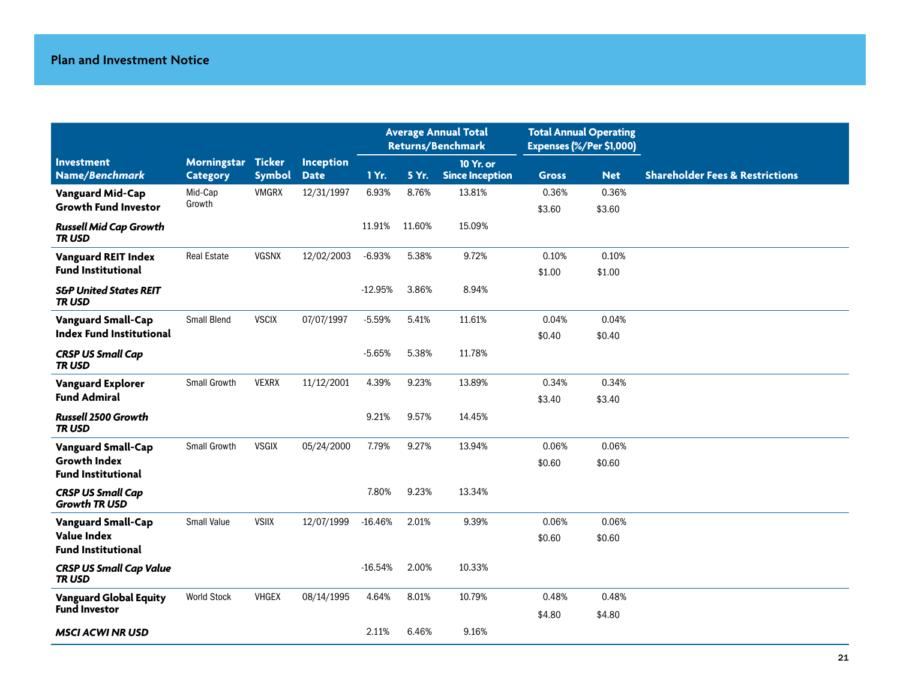## Plan and Investment Notice

| Investment Name/*Benchmark* | Morningstar Category | Ticker Symbol | Inception Date | Average Annual Total Returns/Benchmark | | | Total Annual Operating Expenses (%/Per $1,000) | | Shareholder Fees & Restrictions |
|---|---|---|---|---|---|---|---|---|---|
| | | | | 1 Yr. | 5 Yr. | 10 Yr. or Since Inception | Gross | Net | |
| **Vanguard Mid-Cap Growth Fund Investor** | Mid-Cap Growth | VMGRX | 12/31/1997 | 6.93% | 8.76% | 13.81% | 0.36% $3.60 | 0.36% $3.60 | |
| ***Russell Mid Cap Growth TR USD*** | | | | 11.91% | 11.60% | 15.09% | | | |
| **Vanguard REIT Index Fund Institutional** | Real Estate | VGSNX | 12/02/2003 | -6.93% | 5.38% | 9.72% | 0.10% $1.00 | 0.10% $1.00 | |
| ***S&P United States REIT TR USD*** | | | | -12.95% | 3.86% | 8.94% | | | |
| **Vanguard Small-Cap Index Fund Institutional** | Small Blend | VSCIX | 07/07/1997 | -5.59% | 5.41% | 11.61% | 0.04% $0.40 | 0.04% $0.40 | |
| ***CRSP US Small Cap TR USD*** | | | | -5.65% | 5.38% | 11.78% | | | |
| **Vanguard Explorer Fund Admiral** | Small Growth | VEXRX | 11/12/2001 | 4.39% | 9.23% | 13.89% | 0.34% $3.40 | 0.34% $3.40 | |
| ***Russell 2500 Growth TR USD*** | | | | 9.21% | 9.57% | 14.45% | | | |
| **Vanguard Small-Cap Growth Index Fund Institutional** | Small Growth | VSGIX | 05/24/2000 | 7.79% | 9.27% | 13.94% | 0.06% $0.60 | 0.06% $0.60 | |
| ***CRSP US Small Cap Growth TR USD*** | | | | 7.80% | 9.23% | 13.34% | | | |
| **Vanguard Small-Cap Value Index Fund Institutional** | Small Value | VSIIX | 12/07/1999 | -16.46% | 2.01% | 9.39% | 0.06% $0.60 | 0.06% $0.60 | |
| ***CRSP US Small Cap Value TR USD*** | | | | -16.54% | 2.00% | 10.33% | | | |
| **Vanguard Global Equity Fund Investor** | World Stock | VHGEX | 08/14/1995 | 4.64% | 8.01% | 10.79% | 0.48% $4.80 | 0.48% $4.80 | |
| ***MSCI ACWI NR USD*** | | | | 2.11% | 6.46% | 9.16% | | | |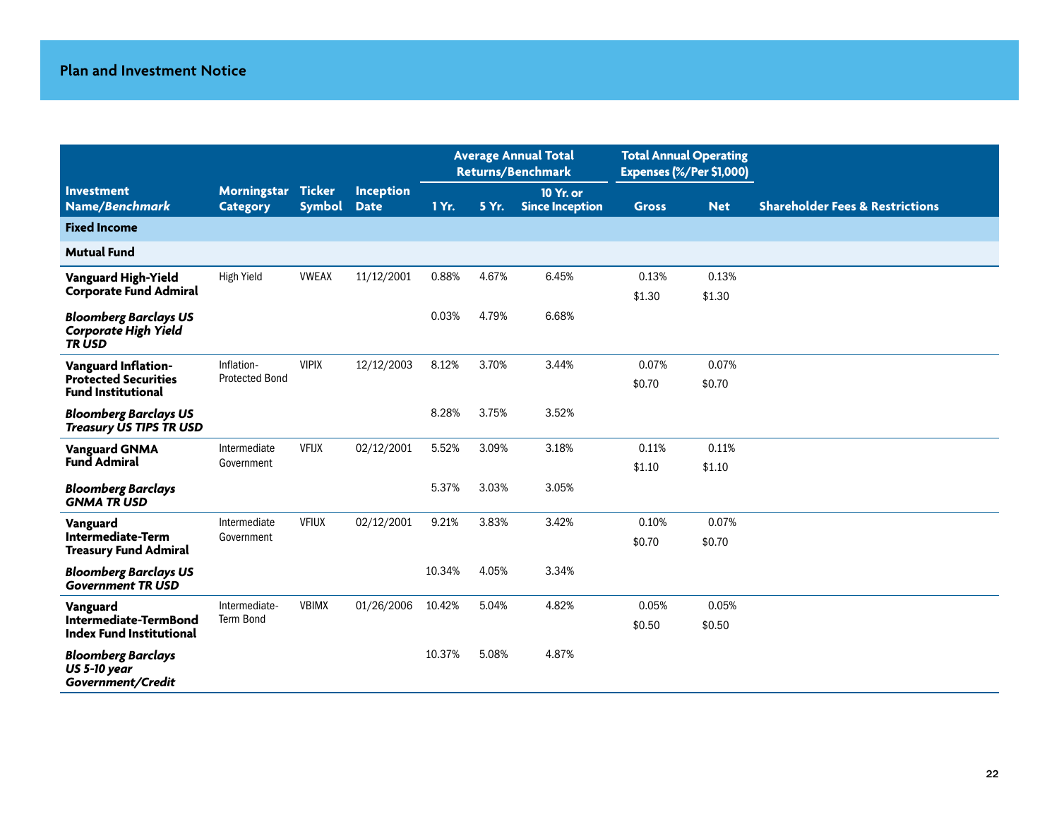## Plan and Investment Notice

| Investment Name/*Benchmark* | Morningstar Category | Ticker Symbol | Inception Date | Average Annual Total Returns/Benchmark | | | Total Annual Operating Expenses (%/Per $1,000) | | Shareholder Fees & Restrictions |
|---|---|---|---|---|---|---|---|---|---|
| | | | | 1 Yr. | 5 Yr. | 10 Yr. or Since Inception | Gross | Net | |
| **Fixed Income** | | | | | | | | | |
| **Mutual Fund** | | | | | | | | | |
| **Vanguard High-Yield Corporate Fund Admiral** | High Yield | VWEAX | 11/12/2001 | 0.88% | 4.67% | 6.45% | 0.13% $1.30 | 0.13% $1.30 | |
| ***Bloomberg Barclays US Corporate High Yield TR USD*** | | | | 0.03% | 4.79% | 6.68% | | | |
| **Vanguard Inflation-Protected Securities Fund Institutional** | Inflation-Protected Bond | VIPIX | 12/12/2003 | 8.12% | 3.70% | 3.44% | 0.07% $0.70 | 0.07% $0.70 | |
| ***Bloomberg Barclays US Treasury US TIPS TR USD*** | | | | 8.28% | 3.75% | 3.52% | | | |
| **Vanguard GNMA Fund Admiral** | Intermediate Government | VFIJX | 02/12/2001 | 5.52% | 3.09% | 3.18% | 0.11% $1.10 | 0.11% $1.10 | |
| ***Bloomberg Barclays GNMA TR USD*** | | | | 5.37% | 3.03% | 3.05% | | | |
| **Vanguard Intermediate-Term Treasury Fund Admiral** | Intermediate Government | VFIUX | 02/12/2001 | 9.21% | 3.83% | 3.42% | 0.10% $0.70 | 0.07% $0.70 | |
| ***Bloomberg Barclays US Government TR USD*** | | | | 10.34% | 4.05% | 3.34% | | | |
| **Vanguard Intermediate-TermBond Index Fund Institutional** | Intermediate-Term Bond | VBIMX | 01/26/2006 | 10.42% | 5.04% | 4.82% | 0.05% $0.50 | 0.05% $0.50 | |
| ***Bloomberg Barclays US 5-10 year Government/Credit*** | | | | 10.37% | 5.08% | 4.87% | | | |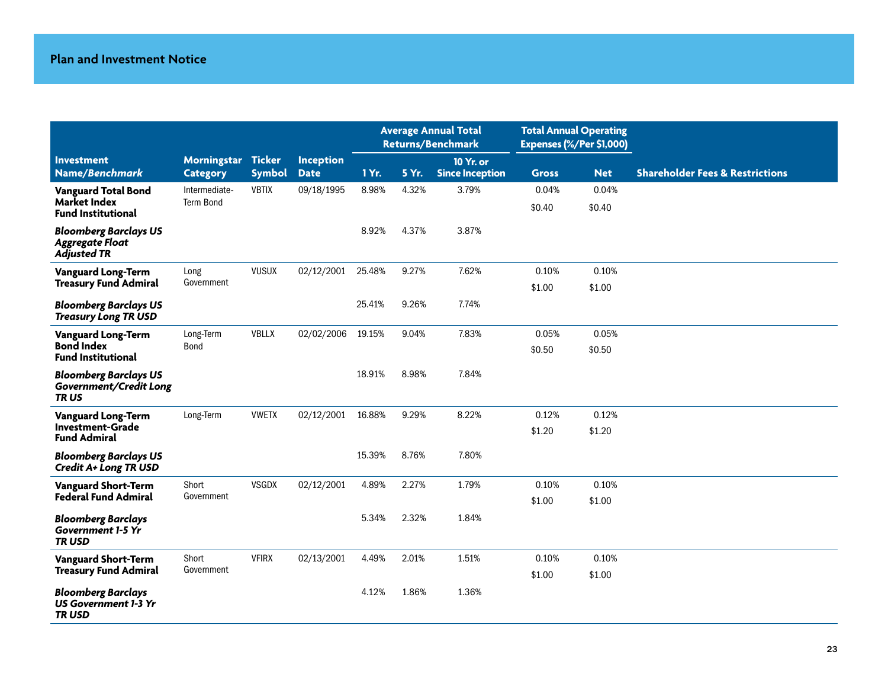## Plan and Investment Notice

| Investment Name/*Benchmark* | Morningstar Category | Ticker Symbol | Inception Date | Average Annual Total Returns/Benchmark | | | Total Annual Operating Expenses (%/Per $1,000) | | Shareholder Fees & Restrictions |
|---|---|---|---|---|---|---|---|---|---|
| | | | | 1 Yr. | 5 Yr. | 10 Yr. or Since Inception | Gross | Net | |
| **Vanguard Total Bond Market Index Fund Institutional** | Intermediate-Term Bond | VBTIX | 09/18/1995 | 8.98% | 4.32% | 3.79% | 0.04% $0.40 | 0.04% $0.40 | |
| ***Bloomberg Barclays US Aggregate Float Adjusted TR*** | | | | 8.92% | 4.37% | 3.87% | | | |
| **Vanguard Long-Term Treasury Fund Admiral** | Long Government | VUSUX | 02/12/2001 | 25.48% | 9.27% | 7.62% | 0.10% $1.00 | 0.10% $1.00 | |
| ***Bloomberg Barclays US Treasury Long TR USD*** | | | | 25.41% | 9.26% | 7.74% | | | |
| **Vanguard Long-Term Bond Index Fund Institutional** | Long-Term Bond | VBLLX | 02/02/2006 | 19.15% | 9.04% | 7.83% | 0.05% $0.50 | 0.05% $0.50 | |
| ***Bloomberg Barclays US Government/Credit Long TR US*** | | | | 18.91% | 8.98% | 7.84% | | | |
| **Vanguard Long-Term Investment-Grade Fund Admiral** | Long-Term | VWETX | 02/12/2001 | 16.88% | 9.29% | 8.22% | 0.12% $1.20 | 0.12% $1.20 | |
| ***Bloomberg Barclays US Credit A+ Long TR USD*** | | | | 15.39% | 8.76% | 7.80% | | | |
| **Vanguard Short-Term Federal Fund Admiral** | Short Government | VSGDX | 02/12/2001 | 4.89% | 2.27% | 1.79% | 0.10% $1.00 | 0.10% $1.00 | |
| ***Bloomberg Barclays Government 1-5 Yr TR USD*** | | | | 5.34% | 2.32% | 1.84% | | | |
| **Vanguard Short-Term Treasury Fund Admiral** | Short Government | VFIRX | 02/13/2001 | 4.49% | 2.01% | 1.51% | 0.10% $1.00 | 0.10% $1.00 | |
| ***Bloomberg Barclays US Government 1-3 Yr TR USD*** | | | | 4.12% | 1.86% | 1.36% | | | |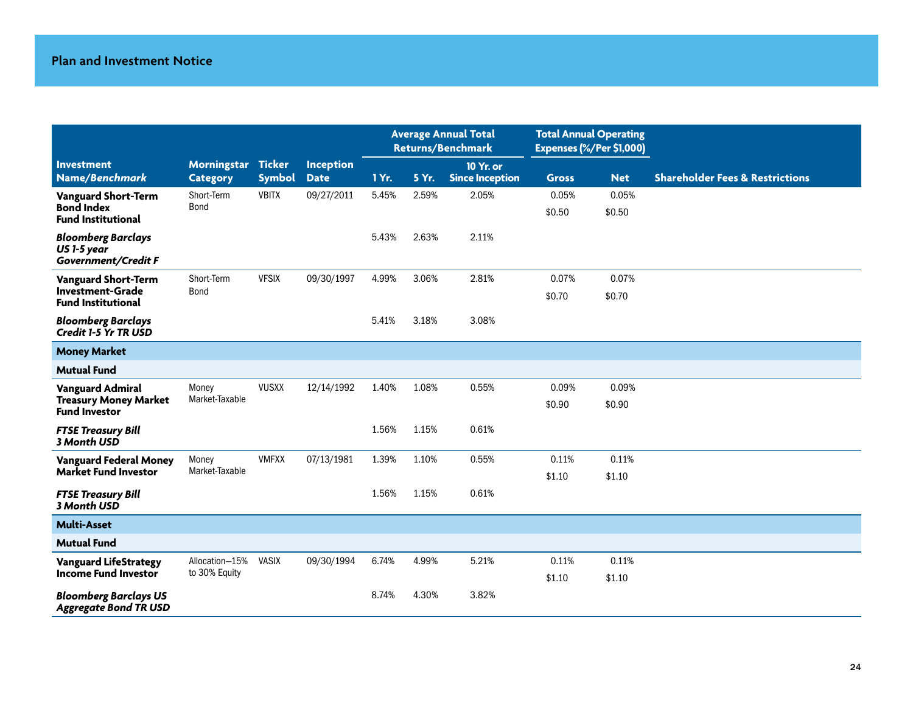## Plan and Investment Notice

| Investment Name/*Benchmark* | Morningstar Category | Ticker Symbol | Inception Date | Average Annual Total Returns/Benchmark | | | Total Annual Operating Expenses (%/Per $1,000) | | Shareholder Fees & Restrictions |
|---|---|---|---|---|---|---|---|---|---|
| | | | | 1 Yr. | 5 Yr. | 10 Yr. or Since Inception | Gross | Net | |
| **Vanguard Short-Term Bond Index Fund Institutional** | Short-Term Bond | VBITX | 09/27/2011 | 5.45% | 2.59% | 2.05% | 0.05% $0.50 | 0.05% $0.50 | |
| ***Bloomberg Barclays US 1-5 year Government/Credit F*** | | | | 5.43% | 2.63% | 2.11% | | | |
| **Vanguard Short-Term Investment-Grade Fund Institutional** | Short-Term Bond | VFSIX | 09/30/1997 | 4.99% | 3.06% | 2.81% | 0.07% $0.70 | 0.07% $0.70 | |
| ***Bloomberg Barclays Credit 1-5 Yr TR USD*** | | | | 5.41% | 3.18% | 3.08% | | | |
| **Money Market** | | | | | | | | | |
| **Mutual Fund** | | | | | | | | | |
| **Vanguard Admiral Treasury Money Market Fund Investor** | Money Market-Taxable | VUSXX | 12/14/1992 | 1.40% | 1.08% | 0.55% | 0.09% $0.90 | 0.09% $0.90 | |
| ***FTSE Treasury Bill 3 Month USD*** | | | | 1.56% | 1.15% | 0.61% | | | |
| **Vanguard Federal Money Market Fund Investor** | Money Market-Taxable | VMFXX | 07/13/1981 | 1.39% | 1.10% | 0.55% | 0.11% $1.10 | 0.11% $1.10 | |
| ***FTSE Treasury Bill 3 Month USD*** | | | | 1.56% | 1.15% | 0.61% | | | |
| **Multi-Asset** | | | | | | | | | |
| **Mutual Fund** | | | | | | | | | |
| **Vanguard LifeStrategy Income Fund Investor** | Allocation—15% to 30% Equity | VASIX | 09/30/1994 | 6.74% | 4.99% | 5.21% | 0.11% $1.10 | 0.11% $1.10 | |
| ***Bloomberg Barclays US Aggregate Bond TR USD*** | | | | 8.74% | 4.30% | 3.82% | | | |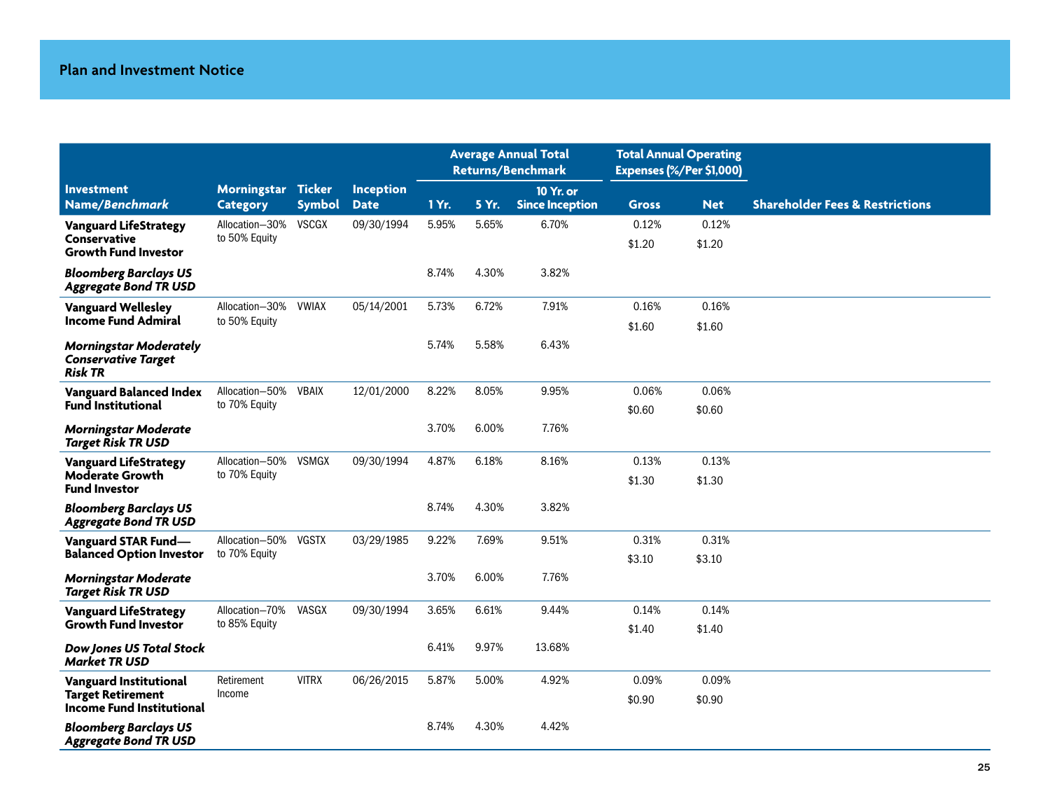## Plan and Investment Notice

| Investment Name/*Benchmark* | Morningstar Category | Ticker Symbol | Inception Date | Average Annual Total Returns/Benchmark | | | Total Annual Operating Expenses (%/Per $1,000) | | Shareholder Fees & Restrictions |
|---|---|---|---|---|---|---|---|---|---|
| | | | | 1 Yr. | 5 Yr. | 10 Yr. or Since Inception | Gross | Net | |
| **Vanguard LifeStrategy Conservative Growth Fund Investor** | Allocation—30% to 50% Equity | VSCGX | 09/30/1994 | 5.95% | 5.65% | 6.70% | 0.12% $1.20 | 0.12% $1.20 | |
| ***Bloomberg Barclays US Aggregate Bond TR USD*** | | | | 8.74% | 4.30% | 3.82% | | | |
| **Vanguard Wellesley Income Fund Admiral** | Allocation—30% to 50% Equity | VWIAX | 05/14/2001 | 5.73% | 6.72% | 7.91% | 0.16% $1.60 | 0.16% $1.60 | |
| ***Morningstar Moderately Conservative Target Risk TR*** | | | | 5.74% | 5.58% | 6.43% | | | |
| **Vanguard Balanced Index Fund Institutional** | Allocation—50% to 70% Equity | VBAIX | 12/01/2000 | 8.22% | 8.05% | 9.95% | 0.06% $0.60 | 0.06% $0.60 | |
| ***Morningstar Moderate Target Risk TR USD*** | | | | 3.70% | 6.00% | 7.76% | | | |
| **Vanguard LifeStrategy Moderate Growth Fund Investor** | Allocation—50% to 70% Equity | VSMGX | 09/30/1994 | 4.87% | 6.18% | 8.16% | 0.13% $1.30 | 0.13% $1.30 | |
| ***Bloomberg Barclays US Aggregate Bond TR USD*** | | | | 8.74% | 4.30% | 3.82% | | | |
| **Vanguard STAR Fund—Balanced Option Investor** | Allocation—50% to 70% Equity | VGSTX | 03/29/1985 | 9.22% | 7.69% | 9.51% | 0.31% $3.10 | 0.31% $3.10 | |
| ***Morningstar Moderate Target Risk TR USD*** | | | | 3.70% | 6.00% | 7.76% | | | |
| **Vanguard LifeStrategy Growth Fund Investor** | Allocation—70% to 85% Equity | VASGX | 09/30/1994 | 3.65% | 6.61% | 9.44% | 0.14% $1.40 | 0.14% $1.40 | |
| ***Dow Jones US Total Stock Market TR USD*** | | | | 6.41% | 9.97% | 13.68% | | | |
| **Vanguard Institutional Target Retirement Income Fund Institutional** | Retirement Income | VITRX | 06/26/2015 | 5.87% | 5.00% | 4.92% | 0.09% $0.90 | 0.09% $0.90 | |
| ***Bloomberg Barclays US Aggregate Bond TR USD*** | | | | 8.74% | 4.30% | 4.42% | | | |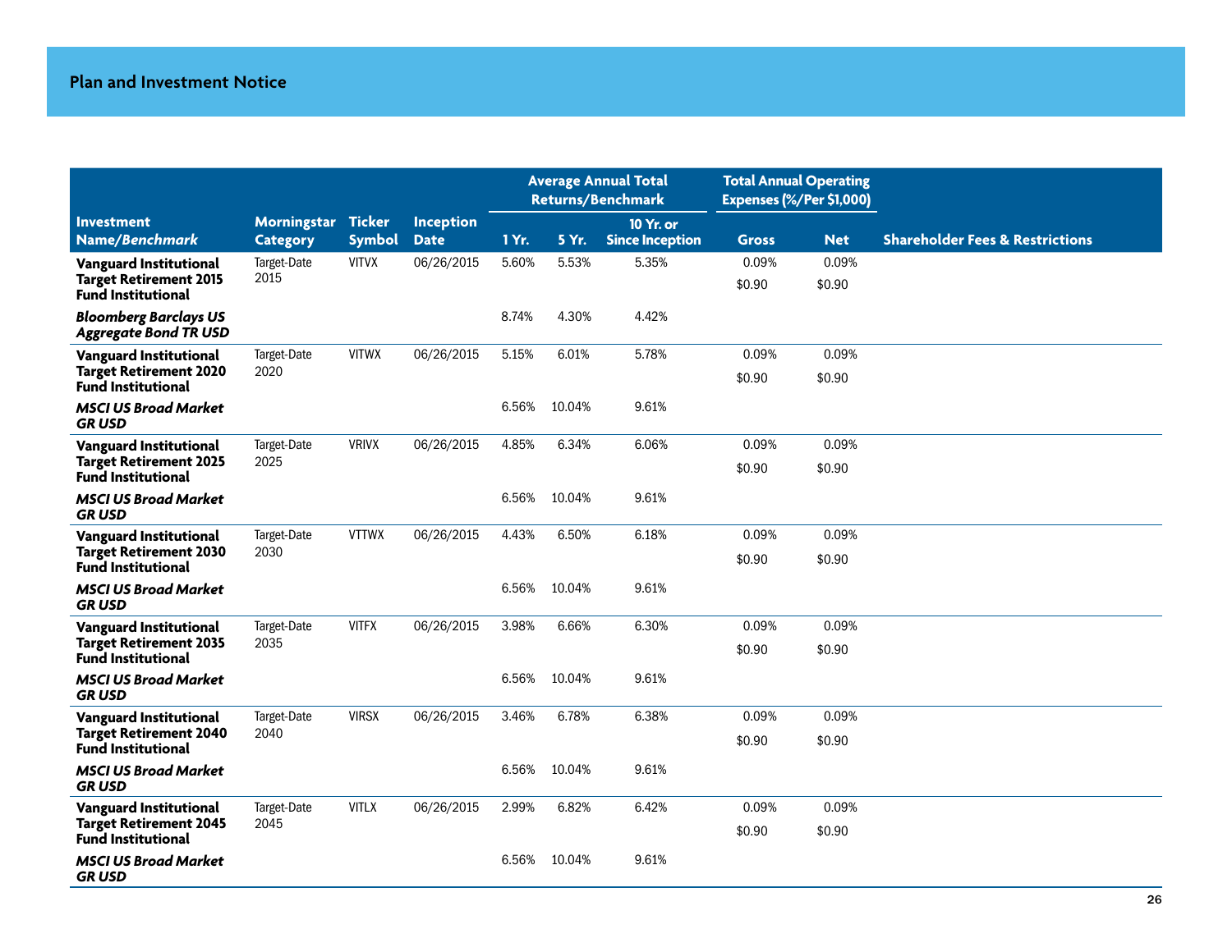## Plan and Investment Notice

| Investment Name/*Benchmark* | Morningstar Category | Ticker Symbol | Inception Date | Average Annual Total Returns/Benchmark | | | Total Annual Operating Expenses (%/Per $1,000) | | Shareholder Fees & Restrictions |
|---|---|---|---|---|---|---|---|---|---|
| | | | | 1 Yr. | 5 Yr. | 10 Yr. or Since Inception | Gross | Net | |
| **Vanguard Institutional Target Retirement 2015 Fund Institutional** | Target-Date 2015 | VITVX | 06/26/2015 | 5.60% | 5.53% | 5.35% | 0.09% $0.90 | 0.09% $0.90 | |
| ***Bloomberg Barclays US Aggregate Bond TR USD*** | | | | 8.74% | 4.30% | 4.42% | | | |
| **Vanguard Institutional Target Retirement 2020 Fund Institutional** | Target-Date 2020 | VITWX | 06/26/2015 | 5.15% | 6.01% | 5.78% | 0.09% $0.90 | 0.09% $0.90 | |
| ***MSCI US Broad Market GR USD*** | | | | 6.56% | 10.04% | 9.61% | | | |
| **Vanguard Institutional Target Retirement 2025 Fund Institutional** | Target-Date 2025 | VRIVX | 06/26/2015 | 4.85% | 6.34% | 6.06% | 0.09% $0.90 | 0.09% $0.90 | |
| ***MSCI US Broad Market GR USD*** | | | | 6.56% | 10.04% | 9.61% | | | |
| **Vanguard Institutional Target Retirement 2030 Fund Institutional** | Target-Date 2030 | VTTWX | 06/26/2015 | 4.43% | 6.50% | 6.18% | 0.09% $0.90 | 0.09% $0.90 | |
| ***MSCI US Broad Market GR USD*** | | | | 6.56% | 10.04% | 9.61% | | | |
| **Vanguard Institutional Target Retirement 2035 Fund Institutional** | Target-Date 2035 | VITFX | 06/26/2015 | 3.98% | 6.66% | 6.30% | 0.09% $0.90 | 0.09% $0.90 | |
| ***MSCI US Broad Market GR USD*** | | | | 6.56% | 10.04% | 9.61% | | | |
| **Vanguard Institutional Target Retirement 2040 Fund Institutional** | Target-Date 2040 | VIRSX | 06/26/2015 | 3.46% | 6.78% | 6.38% | 0.09% $0.90 | 0.09% $0.90 | |
| ***MSCI US Broad Market GR USD*** | | | | 6.56% | 10.04% | 9.61% | | | |
| **Vanguard Institutional Target Retirement 2045 Fund Institutional** | Target-Date 2045 | VITLX | 06/26/2015 | 2.99% | 6.82% | 6.42% | 0.09% $0.90 | 0.09% $0.90 | |
| ***MSCI US Broad Market GR USD*** | | | | 6.56% | 10.04% | 9.61% | | | |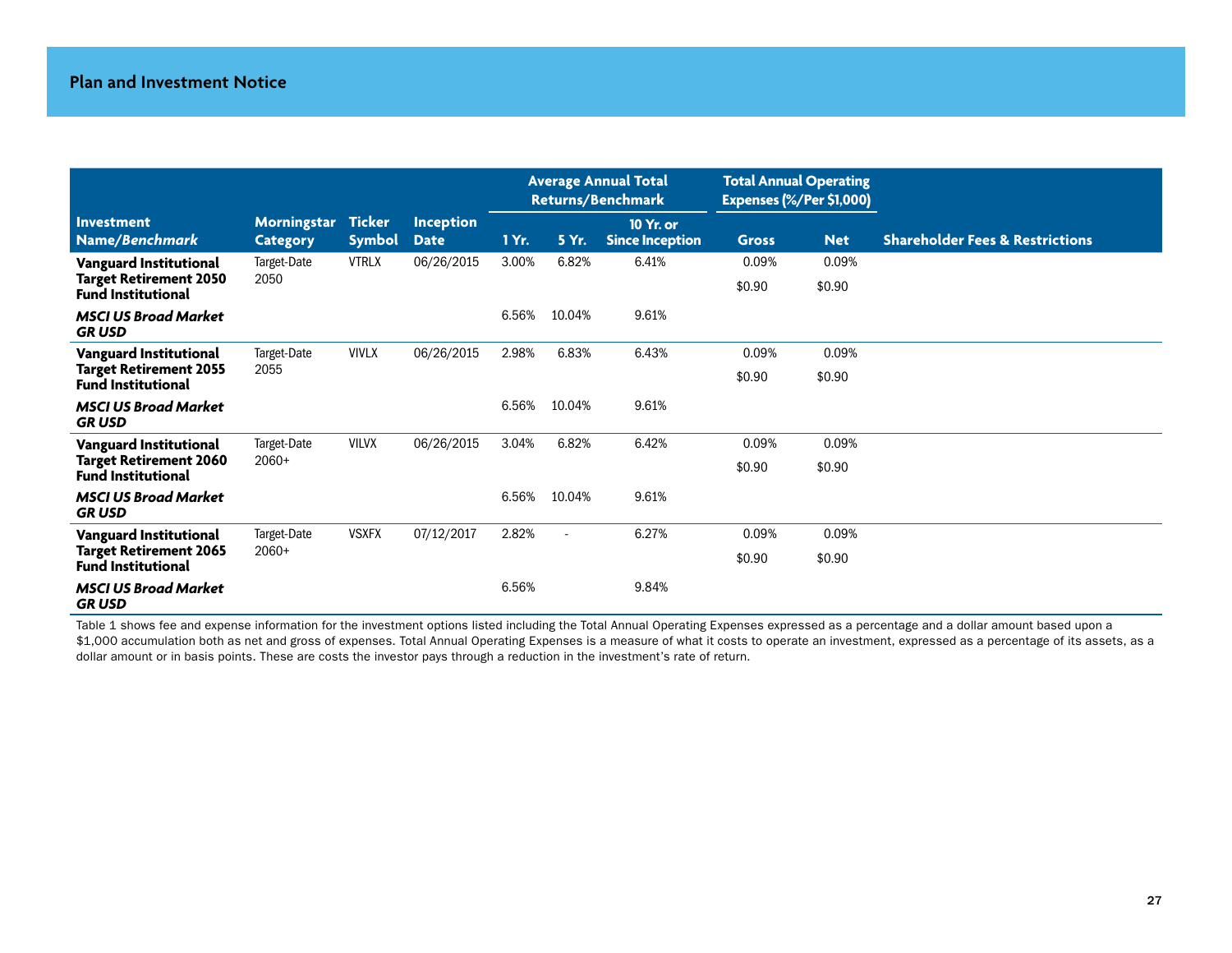## Plan and Investment Notice

| Investment Name/*Benchmark* | Morningstar Category | Ticker Symbol | Inception Date | Average Annual Total Returns/Benchmark | | | Total Annual Operating Expenses (%/Per $1,000) | | Shareholder Fees & Restrictions |
|---|---|---|---|---|---|---|---|---|---|
| | | | | 1 Yr. | 5 Yr. | 10 Yr. or Since Inception | Gross | Net | |
| **Vanguard Institutional Target Retirement 2050 Fund Institutional** | Target-Date 2050 | VTRLX | 06/26/2015 | 3.00% | 6.82% | 6.41% | 0.09%<br>$0.90 | 0.09%<br>$0.90 | |
| ***MSCI US Broad Market GR USD*** | | | | 6.56% | 10.04% | 9.61% | | | |
| **Vanguard Institutional Target Retirement 2055 Fund Institutional** | Target-Date 2055 | VIVLX | 06/26/2015 | 2.98% | 6.83% | 6.43% | 0.09%<br>$0.90 | 0.09%<br>$0.90 | |
| ***MSCI US Broad Market GR USD*** | | | | 6.56% | 10.04% | 9.61% | | | |
| **Vanguard Institutional Target Retirement 2060 Fund Institutional** | Target-Date 2060+ | VILVX | 06/26/2015 | 3.04% | 6.82% | 6.42% | 0.09%<br>$0.90 | 0.09%<br>$0.90 | |
| ***MSCI US Broad Market GR USD*** | | | | 6.56% | 10.04% | 9.61% | | | |
| **Vanguard Institutional Target Retirement 2065 Fund Institutional** | Target-Date 2060+ | VSXFX | 07/12/2017 | 2.82% | - | 6.27% | 0.09%<br>$0.90 | 0.09%<br>$0.90 | |
| ***MSCI US Broad Market GR USD*** | | | | 6.56% | | 9.84% | | | |

Table 1 shows fee and expense information for the investment options listed including the Total Annual Operating Expenses expressed as a percentage and a dollar amount based upon a $1,000 accumulation both as net and gross of expenses. Total Annual Operating Expenses is a measure of what it costs to operate an investment, expressed as a percentage of its assets, as a dollar amount or in basis points. These are costs the investor pays through a reduction in the investment's rate of return.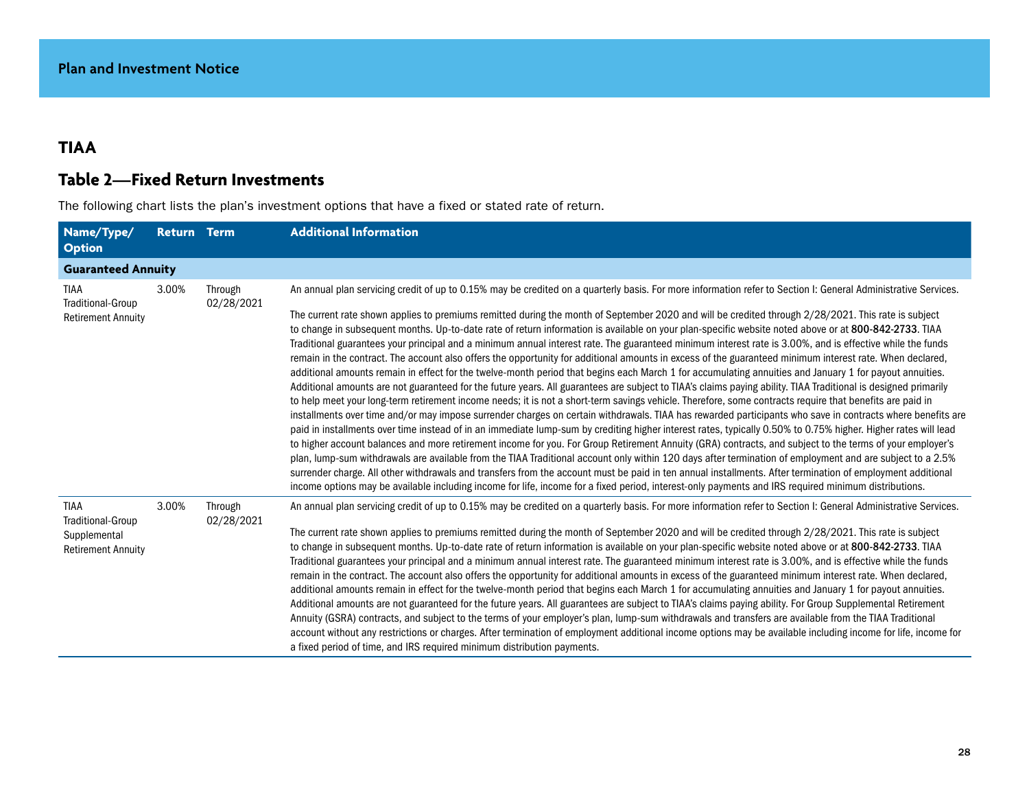Plan and Investment Notice

## TIAA

## Table 2—Fixed Return Investments

The following chart lists the plan's investment options that have a fixed or stated rate of return.

| Name/Type/ Option | Return | Term | Additional Information |
|---|---|---|---|
| **Guaranteed Annuity** | | | |
| TIAA Traditional-Group Retirement Annuity | 3.00% | Through 02/28/2021 | An annual plan servicing credit of up to 0.15% may be credited on a quarterly basis. For more information refer to Section I: General Administrative Services. The current rate shown applies to premiums remitted during the month of September 2020 and will be credited through 2/28/2021. This rate is subject to change in subsequent months. Up-to-date rate of return information is available on your plan-specific website noted above or at **800-842-2733**. TIAA Traditional guarantees your principal and a minimum annual interest rate. The guaranteed minimum interest rate is 3.00%, and is effective while the funds remain in the contract. The account also offers the opportunity for additional amounts in excess of the guaranteed minimum interest rate. When declared, additional amounts remain in effect for the twelve-month period that begins each March 1 for accumulating annuities and January 1 for payout annuities. Additional amounts are not guaranteed for the future years. All guarantees are subject to TIAA's claims paying ability. TIAA Traditional is designed primarily to help meet your long-term retirement income needs; it is not a short-term savings vehicle. Therefore, some contracts require that benefits are paid in installments over time and/or may impose surrender charges on certain withdrawals. TIAA has rewarded participants who save in contracts where benefits are paid in installments over time instead of in an immediate lump-sum by crediting higher interest rates, typically 0.50% to 0.75% higher. Higher rates will lead to higher account balances and more retirement income for you. For Group Retirement Annuity (GRA) contracts, and subject to the terms of your employer's plan, lump-sum withdrawals are available from the TIAA Traditional account only within 120 days after termination of employment and are subject to a 2.5% surrender charge. All other withdrawals and transfers from the account must be paid in ten annual installments. After termination of employment additional income options may be available including income for life, income for a fixed period, interest-only payments and IRS required minimum distributions. |
| TIAA Traditional-Group Supplemental Retirement Annuity | 3.00% | Through 02/28/2021 | An annual plan servicing credit of up to 0.15% may be credited on a quarterly basis. For more information refer to Section I: General Administrative Services. The current rate shown applies to premiums remitted during the month of September 2020 and will be credited through 2/28/2021. This rate is subject to change in subsequent months. Up-to-date rate of return information is available on your plan-specific website noted above or at **800-842-2733**. TIAA Traditional guarantees your principal and a minimum annual interest rate. The guaranteed minimum interest rate is 3.00%, and is effective while the funds remain in the contract. The account also offers the opportunity for additional amounts in excess of the guaranteed minimum interest rate. When declared, additional amounts remain in effect for the twelve-month period that begins each March 1 for accumulating annuities and January 1 for payout annuities. Additional amounts are not guaranteed for the future years. All guarantees are subject to TIAA's claims paying ability. For Group Supplemental Retirement Annuity (GSRA) contracts, and subject to the terms of your employer's plan, lump-sum withdrawals and transfers are available from the TIAA Traditional account without any restrictions or charges. After termination of employment additional income options may be available including income for life, income for a fixed period of time, and IRS required minimum distribution payments. |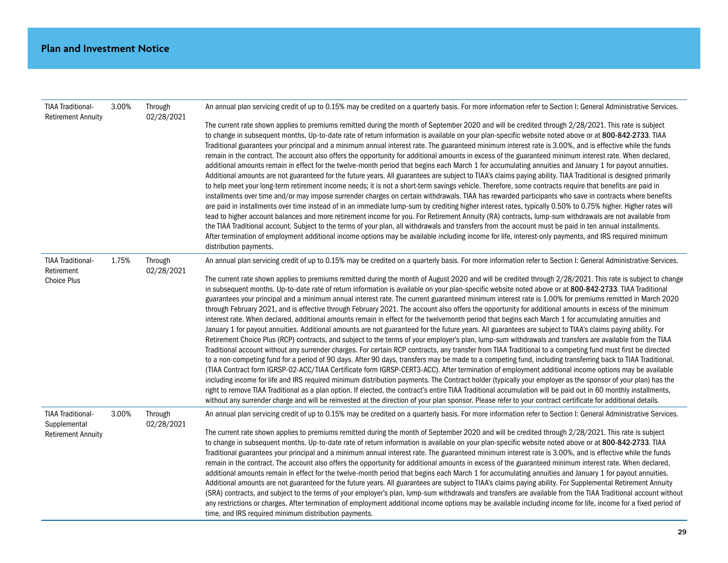## Plan and Investment Notice

| | | | |
|---|---|---|---|
| TIAA Traditional-Retirement Annuity | 3.00% | Through 02/28/2021 | An annual plan servicing credit of up to 0.15% may be credited on a quarterly basis. For more information refer to Section I: General Administrative Services.<br><br>The current rate shown applies to premiums remitted during the month of September 2020 and will be credited through 2/28/2021. This rate is subject to change in subsequent months. Up-to-date rate of return information is available on your plan-specific website noted above or at **800-842-2733**. TIAA Traditional guarantees your principal and a minimum annual interest rate. The guaranteed minimum interest rate is 3.00%, and is effective while the funds remain in the contract. The account also offers the opportunity for additional amounts in excess of the guaranteed minimum interest rate. When declared, additional amounts remain in effect for the twelve-month period that begins each March 1 for accumulating annuities and January 1 for payout annuities. Additional amounts are not guaranteed for the future years. All guarantees are subject to TIAA's claims paying ability. TIAA Traditional is designed primarily to help meet your long-term retirement income needs; it is not a short-term savings vehicle. Therefore, some contracts require that benefits are paid in installments over time and/or may impose surrender charges on certain withdrawals. TIAA has rewarded participants who save in contracts where benefits are paid in installments over time instead of in an immediate lump-sum by crediting higher interest rates, typically 0.50% to 0.75% higher. Higher rates will lead to higher account balances and more retirement income for you. For Retirement Annuity (RA) contracts, lump-sum withdrawals are not available from the TIAA Traditional account. Subject to the terms of your plan, all withdrawals and transfers from the account must be paid in ten annual installments. After termination of employment additional income options may be available including income for life, interest-only payments, and IRS required minimum distribution payments. |
| TIAA Traditional-Retirement Choice Plus | 1.75% | Through 02/28/2021 | An annual plan servicing credit of up to 0.15% may be credited on a quarterly basis. For more information refer to Section I: General Administrative Services.<br><br>The current rate shown applies to premiums remitted during the month of August 2020 and will be credited through 2/28/2021. This rate is subject to change in subsequent months. Up-to-date rate of return information is available on your plan-specific website noted above or at **800-842-2733**. TIAA Traditional guarantees your principal and a minimum annual interest rate. The current guaranteed minimum interest rate is 1.00% for premiums remitted in March 2020 through February 2021, and is effective through February 2021. The account also offers the opportunity for additional amounts in excess of the minimum interest rate. When declared, additional amounts remain in effect for the twelvemonth period that begins each March 1 for accumulating annuities and January 1 for payout annuities. Additional amounts are not guaranteed for the future years. All guarantees are subject to TIAA's claims paying ability. For Retirement Choice Plus (RCP) contracts, and subject to the terms of your employer's plan, lump-sum withdrawals and transfers are available from the TIAA Traditional account without any surrender charges. For certain RCP contracts, any transfer from TIAA Traditional to a competing fund must first be directed to a non-competing fund for a period of 90 days. After 90 days, transfers may be made to a competing fund, including transferring back to TIAA Traditional. (TIAA Contract form IGRSP-02-ACC/TIAA Certificate form IGRSP-CERT3-ACC). After termination of employment additional income options may be available including income for life and IRS required minimum distribution payments. The Contract holder (typically your employer as the sponsor of your plan) has the right to remove TIAA Traditional as a plan option. If elected, the contract's entire TIAA Traditional accumulation will be paid out in 60 monthly installments, without any surrender charge and will be reinvested at the direction of your plan sponsor. Please refer to your contract certificate for additional details. |
| TIAA Traditional-Supplemental Retirement Annuity | 3.00% | Through 02/28/2021 | An annual plan servicing credit of up to 0.15% may be credited on a quarterly basis. For more information refer to Section I: General Administrative Services.<br><br>The current rate shown applies to premiums remitted during the month of September 2020 and will be credited through 2/28/2021. This rate is subject to change in subsequent months. Up-to-date rate of return information is available on your plan-specific website noted above or at **800-842-2733**. TIAA Traditional guarantees your principal and a minimum annual interest rate. The guaranteed minimum interest rate is 3.00%, and is effective while the funds remain in the contract. The account also offers the opportunity for additional amounts in excess of the guaranteed minimum interest rate. When declared, additional amounts remain in effect for the twelve-month period that begins each March 1 for accumulating annuities and January 1 for payout annuities. Additional amounts are not guaranteed for the future years. All guarantees are subject to TIAA's claims paying ability. For Supplemental Retirement Annuity (SRA) contracts, and subject to the terms of your employer's plan, lump-sum withdrawals and transfers are available from the TIAA Traditional account without any restrictions or charges. After termination of employment additional income options may be available including income for life, income for a fixed period of time, and IRS required minimum distribution payments. |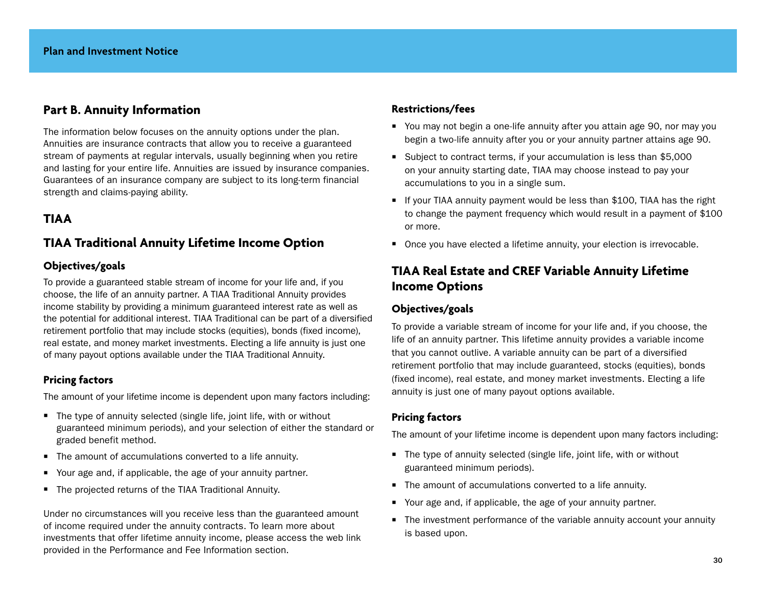## Part B. Annuity Information

The information below focuses on the annuity options under the plan. Annuities are insurance contracts that allow you to receive a guaranteed stream of payments at regular intervals, usually beginning when you retire and lasting for your entire life. Annuities are issued by insurance companies. Guarantees of an insurance company are subject to its long-term financial strength and claims-paying ability.

## TIAA

## TIAA Traditional Annuity Lifetime Income Option

### Objectives/goals

To provide a guaranteed stable stream of income for your life and, if you choose, the life of an annuity partner. A TIAA Traditional Annuity provides income stability by providing a minimum guaranteed interest rate as well as the potential for additional interest. TIAA Traditional can be part of a diversified retirement portfolio that may include stocks (equities), bonds (fixed income), real estate, and money market investments. Electing a life annuity is just one of many payout options available under the TIAA Traditional Annuity.

### Pricing factors

The amount of your lifetime income is dependent upon many factors including:

- The type of annuity selected (single life, joint life, with or without guaranteed minimum periods), and your selection of either the standard or graded benefit method.
- The amount of accumulations converted to a life annuity.
- Your age and, if applicable, the age of your annuity partner.
- The projected returns of the TIAA Traditional Annuity.

Under no circumstances will you receive less than the guaranteed amount of income required under the annuity contracts. To learn more about investments that offer lifetime annuity income, please access the web link provided in the Performance and Fee Information section.

### Restrictions/fees

- You may not begin a one-life annuity after you attain age 90, nor may you begin a two-life annuity after you or your annuity partner attains age 90.
- Subject to contract terms, if your accumulation is less than $5,000 on your annuity starting date, TIAA may choose instead to pay your accumulations to you in a single sum.
- If your TIAA annuity payment would be less than $100, TIAA has the right to change the payment frequency which would result in a payment of $100 or more.
- Once you have elected a lifetime annuity, your election is irrevocable.

## TIAA Real Estate and CREF Variable Annuity Lifetime Income Options

### Objectives/goals

To provide a variable stream of income for your life and, if you choose, the life of an annuity partner. This lifetime annuity provides a variable income that you cannot outlive. A variable annuity can be part of a diversified retirement portfolio that may include guaranteed, stocks (equities), bonds (fixed income), real estate, and money market investments. Electing a life annuity is just one of many payout options available.

### Pricing factors

The amount of your lifetime income is dependent upon many factors including:

- The type of annuity selected (single life, joint life, with or without guaranteed minimum periods).
- The amount of accumulations converted to a life annuity.
- Your age and, if applicable, the age of your annuity partner.
- The investment performance of the variable annuity account your annuity is based upon.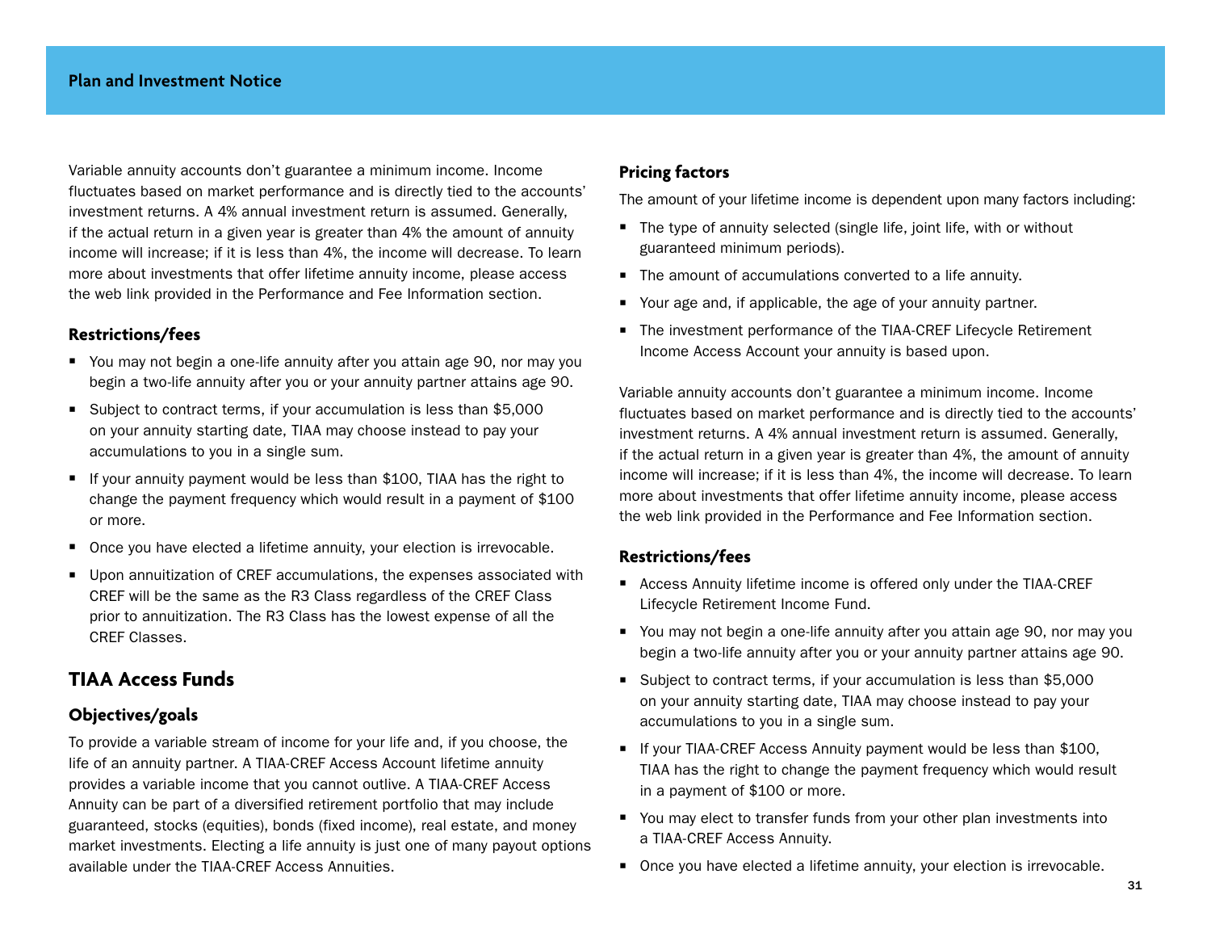Variable annuity accounts don't guarantee a minimum income. Income fluctuates based on market performance and is directly tied to the accounts' investment returns. A 4% annual investment return is assumed. Generally, if the actual return in a given year is greater than 4% the amount of annuity income will increase; if it is less than 4%, the income will decrease. To learn more about investments that offer lifetime annuity income, please access the web link provided in the Performance and Fee Information section.

### Restrictions/fees

- You may not begin a one-life annuity after you attain age 90, nor may you begin a two-life annuity after you or your annuity partner attains age 90.
- Subject to contract terms, if your accumulation is less than $5,000 on your annuity starting date, TIAA may choose instead to pay your accumulations to you in a single sum.
- If your annuity payment would be less than $100, TIAA has the right to change the payment frequency which would result in a payment of $100 or more.
- Once you have elected a lifetime annuity, your election is irrevocable.
- Upon annuitization of CREF accumulations, the expenses associated with CREF will be the same as the R3 Class regardless of the CREF Class prior to annuitization. The R3 Class has the lowest expense of all the CREF Classes.

## TIAA Access Funds

### Objectives/goals

To provide a variable stream of income for your life and, if you choose, the life of an annuity partner. A TIAA-CREF Access Account lifetime annuity provides a variable income that you cannot outlive. A TIAA-CREF Access Annuity can be part of a diversified retirement portfolio that may include guaranteed, stocks (equities), bonds (fixed income), real estate, and money market investments. Electing a life annuity is just one of many payout options available under the TIAA-CREF Access Annuities.

### Pricing factors

The amount of your lifetime income is dependent upon many factors including:

- The type of annuity selected (single life, joint life, with or without guaranteed minimum periods).
- The amount of accumulations converted to a life annuity.
- Your age and, if applicable, the age of your annuity partner.
- The investment performance of the TIAA-CREF Lifecycle Retirement Income Access Account your annuity is based upon.

Variable annuity accounts don't guarantee a minimum income. Income fluctuates based on market performance and is directly tied to the accounts' investment returns. A 4% annual investment return is assumed. Generally, if the actual return in a given year is greater than 4%, the amount of annuity income will increase; if it is less than 4%, the income will decrease. To learn more about investments that offer lifetime annuity income, please access the web link provided in the Performance and Fee Information section.

### Restrictions/fees

- Access Annuity lifetime income is offered only under the TIAA-CREF Lifecycle Retirement Income Fund.
- You may not begin a one-life annuity after you attain age 90, nor may you begin a two-life annuity after you or your annuity partner attains age 90.
- Subject to contract terms, if your accumulation is less than $5,000 on your annuity starting date, TIAA may choose instead to pay your accumulations to you in a single sum.
- If your TIAA-CREF Access Annuity payment would be less than $100, TIAA has the right to change the payment frequency which would result in a payment of $100 or more.
- You may elect to transfer funds from your other plan investments into a TIAA-CREF Access Annuity.
- Once you have elected a lifetime annuity, your election is irrevocable.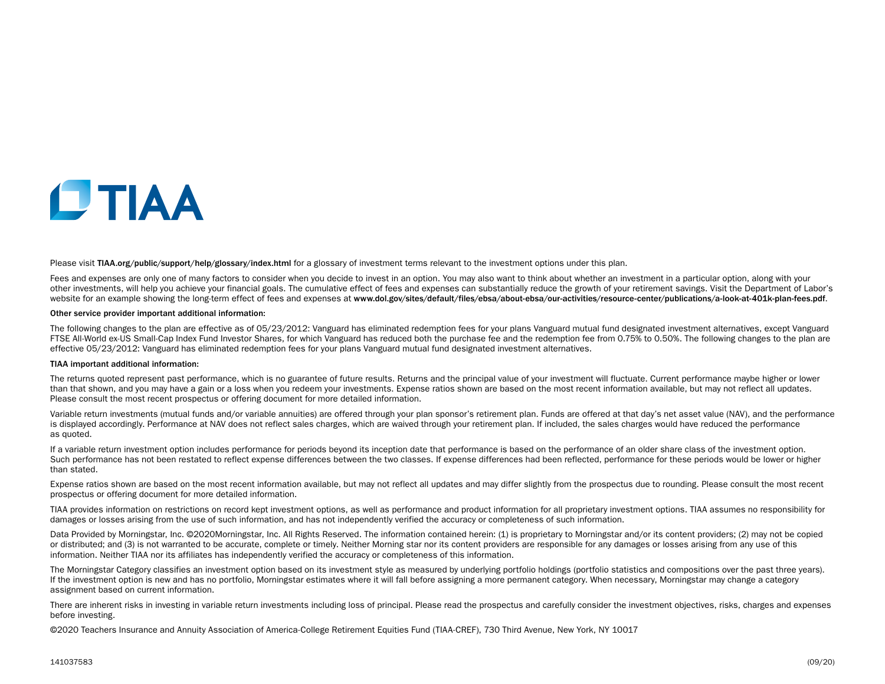TIAA

Please visit **TIAA.org/public/support/help/glossary/index.html** for a glossary of investment terms relevant to the investment options under this plan.

Fees and expenses are only one of many factors to consider when you decide to invest in an option. You may also want to think about whether an investment in a particular option, along with your other investments, will help you achieve your financial goals. The cumulative effect of fees and expenses can substantially reduce the growth of your retirement savings. Visit the Department of Labor's website for an example showing the long-term effect of fees and expenses at **www.dol.gov/sites/default/files/ebsa/about-ebsa/our-activities/resource-center/publications/a-look-at-401k-plan-fees.pdf**.

**Other service provider important additional information:**

The following changes to the plan are effective as of 05/23/2012: Vanguard has eliminated redemption fees for your plans Vanguard mutual fund designated investment alternatives, except Vanguard FTSE All-World ex-US Small-Cap Index Fund Investor Shares, for which Vanguard has reduced both the purchase fee and the redemption fee from 0.75% to 0.50%. The following changes to the plan are effective 05/23/2012: Vanguard has eliminated redemption fees for your plans Vanguard mutual fund designated investment alternatives.

**TIAA important additional information:**

The returns quoted represent past performance, which is no guarantee of future results. Returns and the principal value of your investment will fluctuate. Current performance maybe higher or lower than that shown, and you may have a gain or a loss when you redeem your investments. Expense ratios shown are based on the most recent information available, but may not reflect all updates. Please consult the most recent prospectus or offering document for more detailed information.

Variable return investments (mutual funds and/or variable annuities) are offered through your plan sponsor's retirement plan. Funds are offered at that day's net asset value (NAV), and the performance is displayed accordingly. Performance at NAV does not reflect sales charges, which are waived through your retirement plan. If included, the sales charges would have reduced the performance as quoted.

If a variable return investment option includes performance for periods beyond its inception date that performance is based on the performance of an older share class of the investment option. Such performance has not been restated to reflect expense differences between the two classes. If expense differences had been reflected, performance for these periods would be lower or higher than stated.

Expense ratios shown are based on the most recent information available, but may not reflect all updates and may differ slightly from the prospectus due to rounding. Please consult the most recent prospectus or offering document for more detailed information.

TIAA provides information on restrictions on record kept investment options, as well as performance and product information for all proprietary investment options. TIAA assumes no responsibility for damages or losses arising from the use of such information, and has not independently verified the accuracy or completeness of such information.

Data Provided by Morningstar, Inc. ©2020Morningstar, Inc. All Rights Reserved. The information contained herein: (1) is proprietary to Morningstar and/or its content providers; (2) may not be copied or distributed; and (3) is not warranted to be accurate, complete or timely. Neither Morning star nor its content providers are responsible for any damages or losses arising from any use of this information. Neither TIAA nor its affiliates has independently verified the accuracy or completeness of this information.

The Morningstar Category classifies an investment option based on its investment style as measured by underlying portfolio holdings (portfolio statistics and compositions over the past three years). If the investment option is new and has no portfolio, Morningstar estimates where it will fall before assigning a more permanent category. When necessary, Morningstar may change a category assignment based on current information.

There are inherent risks in investing in variable return investments including loss of principal. Please read the prospectus and carefully consider the investment objectives, risks, charges and expenses before investing.

©2020 Teachers Insurance and Annuity Association of America-College Retirement Equities Fund (TIAA-CREF), 730 Third Avenue, New York, NY 10017

141037583 (09/20)